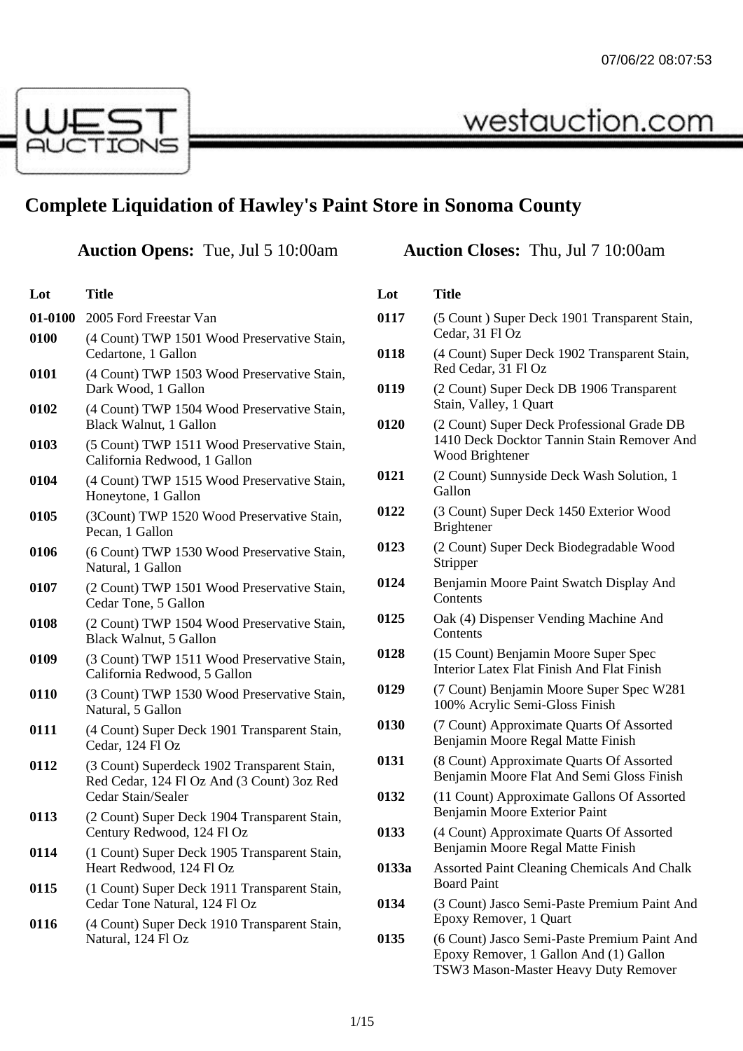# Complete Liquidation of Hawley's Paint Store in Sonoma County

**Auction Opens:** Tue, Jul 5 10:00am

**Auction Closes:** Thu, Jul 7 10:00am

| Lot | Title |
|---|---|
| 01-0100 | 2005 Ford Freestar Van |
| 0100 | (4 Count) TWP 1501 Wood Preservative Stain, Cedartone, 1 Gallon |
| 0101 | (4 Count) TWP 1503 Wood Preservative Stain, Dark Wood, 1 Gallon |
| 0102 | (4 Count) TWP 1504 Wood Preservative Stain, Black Walnut, 1 Gallon |
| 0103 | (5 Count) TWP 1511 Wood Preservative Stain, California Redwood, 1 Gallon |
| 0104 | (4 Count) TWP 1515 Wood Preservative Stain, Honeytone, 1 Gallon |
| 0105 | (3Count) TWP 1520 Wood Preservative Stain, Pecan, 1 Gallon |
| 0106 | (6 Count) TWP 1530 Wood Preservative Stain, Natural, 1 Gallon |
| 0107 | (2 Count) TWP 1501 Wood Preservative Stain, Cedar Tone, 5 Gallon |
| 0108 | (2 Count) TWP 1504 Wood Preservative Stain, Black Walnut, 5 Gallon |
| 0109 | (3 Count) TWP 1511 Wood Preservative Stain, California Redwood, 5 Gallon |
| 0110 | (3 Count) TWP 1530 Wood Preservative Stain, Natural, 5 Gallon |
| 0111 | (4 Count) Super Deck 1901 Transparent Stain, Cedar, 124 Fl Oz |
| 0112 | (3 Count) Superdeck 1902 Transparent Stain, Red Cedar, 124 Fl Oz And (3 Count) 3oz Red Cedar Stain/Sealer |
| 0113 | (2 Count) Super Deck 1904 Transparent Stain, Century Redwood, 124 Fl Oz |
| 0114 | (1 Count) Super Deck 1905 Transparent Stain, Heart Redwood, 124 Fl Oz |
| 0115 | (1 Count) Super Deck 1911 Transparent Stain, Cedar Tone Natural, 124 Fl Oz |
| 0116 | (4 Count) Super Deck 1910 Transparent Stain, Natural, 124 Fl Oz |
| 0117 | (5 Count ) Super Deck 1901 Transparent Stain, Cedar, 31 Fl Oz |
| 0118 | (4 Count) Super Deck 1902 Transparent Stain, Red Cedar, 31 Fl Oz |
| 0119 | (2 Count) Super Deck DB 1906 Transparent Stain, Valley, 1 Quart |
| 0120 | (2 Count) Super Deck Professional Grade DB 1410 Deck Docktor Tannin Stain Remover And Wood Brightener |
| 0121 | (2 Count) Sunnyside Deck Wash Solution, 1 Gallon |
| 0122 | (3 Count) Super Deck 1450 Exterior Wood Brightener |
| 0123 | (2 Count) Super Deck Biodegradable Wood Stripper |
| 0124 | Benjamin Moore Paint Swatch Display And Contents |
| 0125 | Oak (4) Dispenser Vending Machine And Contents |
| 0128 | (15 Count) Benjamin Moore Super Spec Interior Latex Flat Finish And Flat Finish |
| 0129 | (7 Count) Benjamin Moore Super Spec W281 100% Acrylic Semi-Gloss Finish |
| 0130 | (7 Count) Approximate Quarts Of Assorted Benjamin Moore Regal Matte Finish |
| 0131 | (8 Count) Approximate Quarts Of Assorted Benjamin Moore Flat And Semi Gloss Finish |
| 0132 | (11 Count) Approximate Gallons Of Assorted Benjamin Moore Exterior Paint |
| 0133 | (4 Count) Approximate Quarts Of Assorted Benjamin Moore Regal Matte Finish |
| 0133a | Assorted Paint Cleaning Chemicals And Chalk Board Paint |
| 0134 | (3 Count) Jasco Semi-Paste Premium Paint And Epoxy Remover, 1 Quart |
| 0135 | (6 Count) Jasco Semi-Paste Premium Paint And Epoxy Remover, 1 Gallon And (1) Gallon TSW3 Mason-Master Heavy Duty Remover |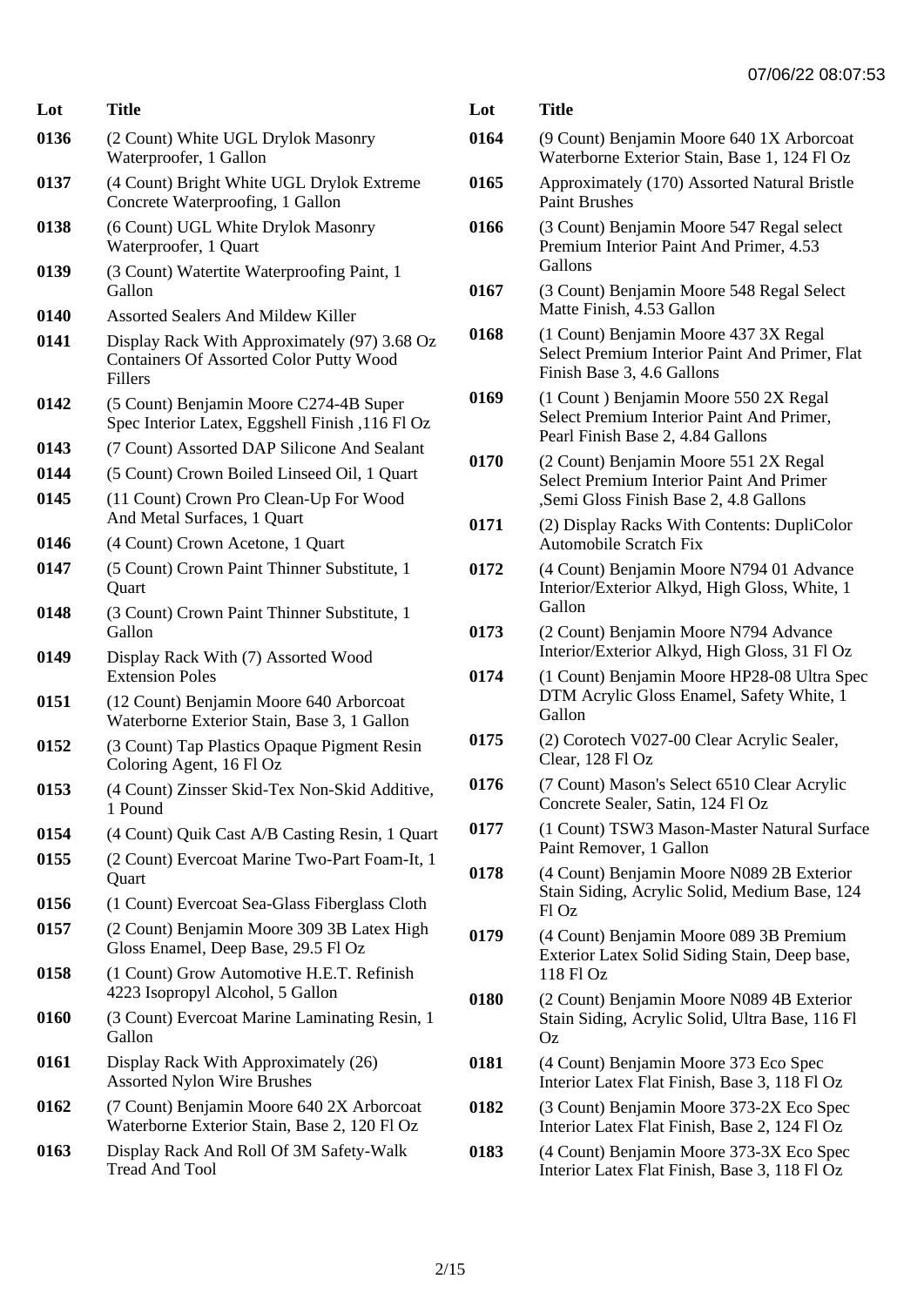| Lot | Title |
| --- | --- |
| 0136 | (2 Count) White UGL Drylok Masonry Waterproofer, 1 Gallon |
| 0137 | (4 Count) Bright White UGL Drylok Extreme Concrete Waterproofing, 1 Gallon |
| 0138 | (6 Count) UGL White Drylok Masonry Waterproofer, 1 Quart |
| 0139 | (3 Count) Watertite Waterproofing Paint, 1 Gallon |
| 0140 | Assorted Sealers And Mildew Killer |
| 0141 | Display Rack With Approximately (97) 3.68 Oz Containers Of Assorted Color Putty Wood Fillers |
| 0142 | (5 Count) Benjamin Moore C274-4B Super Spec Interior Latex, Eggshell Finish ,116 Fl Oz |
| 0143 | (7 Count) Assorted DAP Silicone And Sealant |
| 0144 | (5 Count) Crown Boiled Linseed Oil, 1 Quart |
| 0145 | (11 Count) Crown Pro Clean-Up For Wood And Metal Surfaces, 1 Quart |
| 0146 | (4 Count) Crown Acetone, 1 Quart |
| 0147 | (5 Count) Crown Paint Thinner Substitute, 1 Quart |
| 0148 | (3 Count) Crown Paint Thinner Substitute, 1 Gallon |
| 0149 | Display Rack With (7) Assorted Wood Extension Poles |
| 0151 | (12 Count) Benjamin Moore 640 Arborcoat Waterborne Exterior Stain, Base 3, 1 Gallon |
| 0152 | (3 Count) Tap Plastics Opaque Pigment Resin Coloring Agent, 16 Fl Oz |
| 0153 | (4 Count) Zinsser Skid-Tex Non-Skid Additive, 1 Pound |
| 0154 | (4 Count) Quik Cast A/B Casting Resin, 1 Quart |
| 0155 | (2 Count) Evercoat Marine Two-Part Foam-It, 1 Quart |
| 0156 | (1 Count) Evercoat Sea-Glass Fiberglass Cloth |
| 0157 | (2 Count) Benjamin Moore 309 3B Latex High Gloss Enamel, Deep Base, 29.5 Fl Oz |
| 0158 | (1 Count) Grow Automotive H.E.T. Refinish 4223 Isopropyl Alcohol, 5 Gallon |
| 0160 | (3 Count) Evercoat Marine Laminating Resin, 1 Gallon |
| 0161 | Display Rack With Approximately (26) Assorted Nylon Wire Brushes |
| 0162 | (7 Count) Benjamin Moore 640 2X Arborcoat Waterborne Exterior Stain, Base 2, 120 Fl Oz |
| 0163 | Display Rack And Roll Of 3M Safety-Walk Tread And Tool |
| 0164 | (9 Count) Benjamin Moore 640 1X Arborcoat Waterborne Exterior Stain, Base 1, 124 Fl Oz |
| 0165 | Approximately (170) Assorted Natural Bristle Paint Brushes |
| 0166 | (3 Count) Benjamin Moore 547 Regal select Premium Interior Paint And Primer, 4.53 Gallons |
| 0167 | (3 Count) Benjamin Moore 548 Regal Select Matte Finish, 4.53 Gallon |
| 0168 | (1 Count) Benjamin Moore 437 3X Regal Select Premium Interior Paint And Primer, Flat Finish Base 3, 4.6 Gallons |
| 0169 | (1 Count ) Benjamin Moore 550 2X Regal Select Premium Interior Paint And Primer, Pearl Finish Base 2, 4.84 Gallons |
| 0170 | (2 Count) Benjamin Moore 551 2X Regal Select Premium Interior Paint And Primer ,Semi Gloss Finish Base 2, 4.8 Gallons |
| 0171 | (2) Display Racks With Contents: DupliColor Automobile Scratch Fix |
| 0172 | (4 Count) Benjamin Moore N794 01 Advance Interior/Exterior Alkyd, High Gloss, White, 1 Gallon |
| 0173 | (2 Count) Benjamin Moore N794 Advance Interior/Exterior Alkyd, High Gloss, 31 Fl Oz |
| 0174 | (1 Count) Benjamin Moore HP28-08 Ultra Spec DTM Acrylic Gloss Enamel, Safety White, 1 Gallon |
| 0175 | (2) Corotech V027-00 Clear Acrylic Sealer, Clear, 128 Fl Oz |
| 0176 | (7 Count) Mason's Select 6510 Clear Acrylic Concrete Sealer, Satin, 124 Fl Oz |
| 0177 | (1 Count) TSW3 Mason-Master Natural Surface Paint Remover, 1 Gallon |
| 0178 | (4 Count) Benjamin Moore N089 2B Exterior Stain Siding, Acrylic Solid, Medium Base, 124 Fl Oz |
| 0179 | (4 Count) Benjamin Moore 089 3B Premium Exterior Latex Solid Siding Stain, Deep base, 118 Fl Oz |
| 0180 | (2 Count) Benjamin Moore N089 4B Exterior Stain Siding, Acrylic Solid, Ultra Base, 116 Fl Oz |
| 0181 | (4 Count) Benjamin Moore 373 Eco Spec Interior Latex Flat Finish, Base 3, 118 Fl Oz |
| 0182 | (3 Count) Benjamin Moore 373-2X Eco Spec Interior Latex Flat Finish, Base 2, 124 Fl Oz |
| 0183 | (4 Count) Benjamin Moore 373-3X Eco Spec Interior Latex Flat Finish, Base 3, 118 Fl Oz |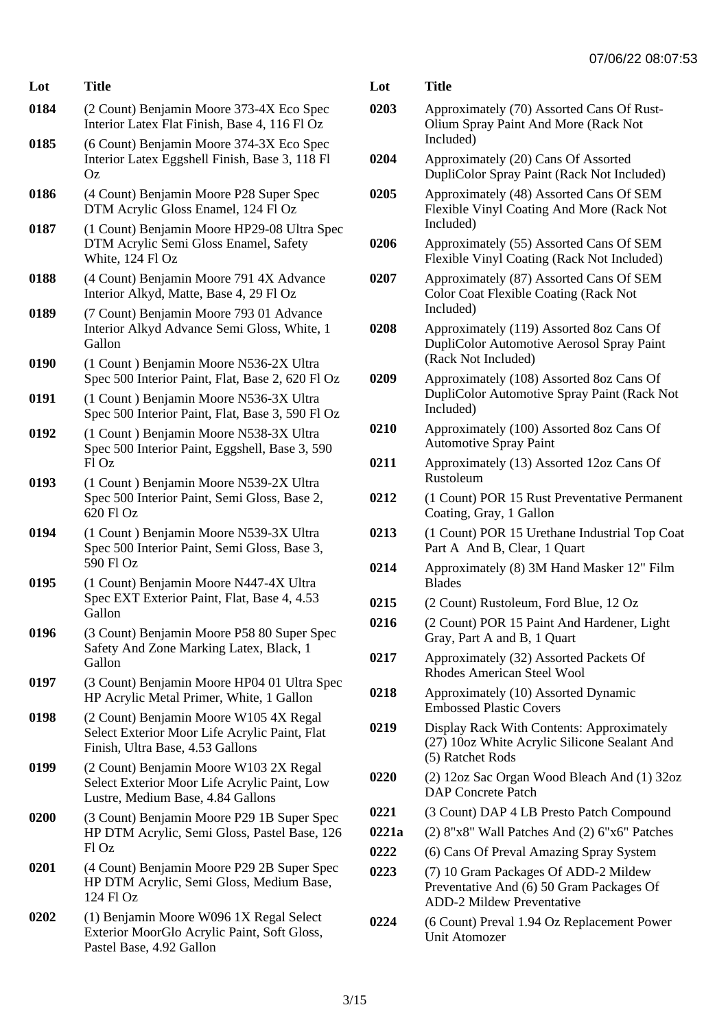07/06/22 08:07:53

| Lot | Title |
|---|---|
| 0184 | (2 Count) Benjamin Moore 373-4X Eco Spec Interior Latex Flat Finish, Base 4, 116 Fl Oz |
| 0185 | (6 Count) Benjamin Moore 374-3X Eco Spec Interior Latex Eggshell Finish, Base 3, 118 Fl Oz |
| 0186 | (4 Count) Benjamin Moore P28 Super Spec DTM Acrylic Gloss Enamel, 124 Fl Oz |
| 0187 | (1 Count) Benjamin Moore HP29-08 Ultra Spec DTM Acrylic Semi Gloss Enamel, Safety White, 124 Fl Oz |
| 0188 | (4 Count) Benjamin Moore 791 4X Advance Interior Alkyd, Matte, Base 4, 29 Fl Oz |
| 0189 | (7 Count) Benjamin Moore 793 01 Advance Interior Alkyd Advance Semi Gloss, White, 1 Gallon |
| 0190 | (1 Count ) Benjamin Moore N536-2X Ultra Spec 500 Interior Paint, Flat, Base 2, 620 Fl Oz |
| 0191 | (1 Count ) Benjamin Moore N536-3X Ultra Spec 500 Interior Paint, Flat, Base 3, 590 Fl Oz |
| 0192 | (1 Count ) Benjamin Moore N538-3X Ultra Spec 500 Interior Paint, Eggshell, Base 3, 590 Fl Oz |
| 0193 | (1 Count ) Benjamin Moore N539-2X Ultra Spec 500 Interior Paint, Semi Gloss, Base 2, 620 Fl Oz |
| 0194 | (1 Count ) Benjamin Moore N539-3X Ultra Spec 500 Interior Paint, Semi Gloss, Base 3, 590 Fl Oz |
| 0195 | (1 Count) Benjamin Moore N447-4X Ultra Spec EXT Exterior Paint, Flat, Base 4, 4.53 Gallon |
| 0196 | (3 Count) Benjamin Moore P58 80 Super Spec Safety And Zone Marking Latex, Black, 1 Gallon |
| 0197 | (3 Count) Benjamin Moore HP04 01 Ultra Spec HP Acrylic Metal Primer, White, 1 Gallon |
| 0198 | (2 Count) Benjamin Moore W105 4X Regal Select Exterior Moor Life Acrylic Paint, Flat Finish, Ultra Base, 4.53 Gallons |
| 0199 | (2 Count) Benjamin Moore W103 2X Regal Select Exterior Moor Life Acrylic Paint, Low Lustre, Medium Base, 4.84 Gallons |
| 0200 | (3 Count) Benjamin Moore P29 1B Super Spec HP DTM Acrylic, Semi Gloss, Pastel Base, 126 Fl Oz |
| 0201 | (4 Count) Benjamin Moore P29 2B Super Spec HP DTM Acrylic, Semi Gloss, Medium Base, 124 Fl Oz |
| 0202 | (1) Benjamin Moore W096 1X Regal Select Exterior MoorGlo Acrylic Paint, Soft Gloss, Pastel Base, 4.92 Gallon |
| 0203 | Approximately (70) Assorted Cans Of Rust-Olium Spray Paint And More (Rack Not Included) |
| 0204 | Approximately (20) Cans Of Assorted DupliColor Spray Paint (Rack Not Included) |
| 0205 | Approximately (48) Assorted Cans Of SEM Flexible Vinyl Coating And More (Rack Not Included) |
| 0206 | Approximately (55) Assorted Cans Of SEM Flexible Vinyl Coating (Rack Not Included) |
| 0207 | Approximately (87) Assorted Cans Of SEM Color Coat Flexible Coating (Rack Not Included) |
| 0208 | Approximately (119) Assorted 8oz Cans Of DupliColor Automotive Aerosol Spray Paint (Rack Not Included) |
| 0209 | Approximately (108) Assorted 8oz Cans Of DupliColor Automotive Spray Paint (Rack Not Included) |
| 0210 | Approximately (100) Assorted 8oz Cans Of Automotive Spray Paint |
| 0211 | Approximately (13) Assorted 12oz Cans Of Rustoleum |
| 0212 | (1 Count) POR 15 Rust Preventative Permanent Coating, Gray, 1 Gallon |
| 0213 | (1 Count) POR 15 Urethane Industrial Top Coat Part A And B, Clear, 1 Quart |
| 0214 | Approximately (8) 3M Hand Masker 12" Film Blades |
| 0215 | (2 Count) Rustoleum, Ford Blue, 12 Oz |
| 0216 | (2 Count) POR 15 Paint And Hardener, Light Gray, Part A and B, 1 Quart |
| 0217 | Approximately (32) Assorted Packets Of Rhodes American Steel Wool |
| 0218 | Approximately (10) Assorted Dynamic Embossed Plastic Covers |
| 0219 | Display Rack With Contents: Approximately (27) 10oz White Acrylic Silicone Sealant And (5) Ratchet Rods |
| 0220 | (2) 12oz Sac Organ Wood Bleach And (1) 32oz DAP Concrete Patch |
| 0221 | (3 Count) DAP 4 LB Presto Patch Compound |
| 0221a | (2) 8"x8" Wall Patches And (2) 6"x6" Patches |
| 0222 | (6) Cans Of Preval Amazing Spray System |
| 0223 | (7) 10 Gram Packages Of ADD-2 Mildew Preventative And (6) 50 Gram Packages Of ADD-2 Mildew Preventative |
| 0224 | (6 Count) Preval 1.94 Oz Replacement Power Unit Atomozer |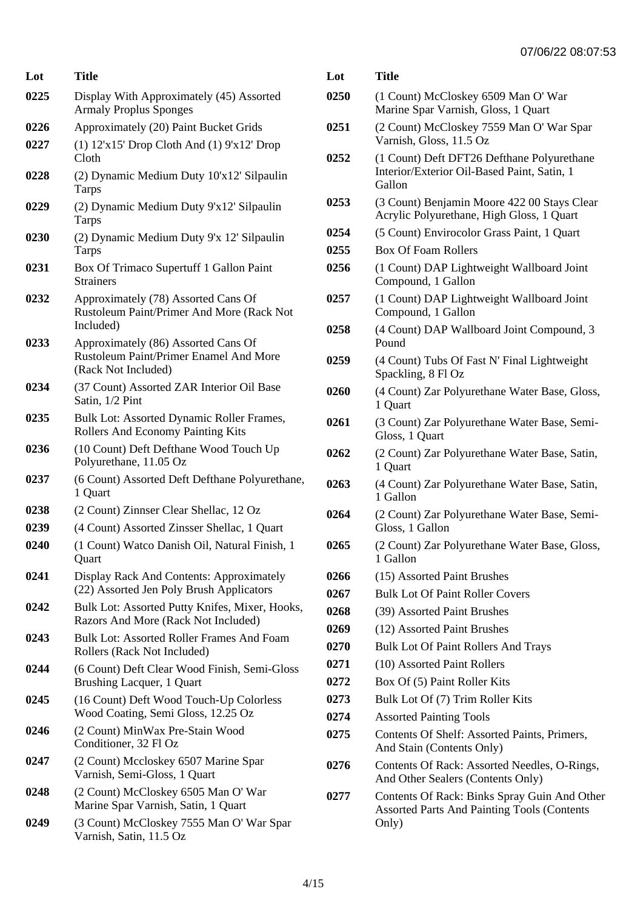| Lot | Title |
|---|---|
| 0225 | Display With Approximately (45) Assorted Armaly Proplus Sponges |
| 0226 | Approximately (20) Paint Bucket Grids |
| 0227 | (1) 12'x15' Drop Cloth And (1) 9'x12' Drop Cloth |
| 0228 | (2) Dynamic Medium Duty 10'x12' Silpaulin Tarps |
| 0229 | (2) Dynamic Medium Duty 9'x12' Silpaulin Tarps |
| 0230 | (2) Dynamic Medium Duty 9'x 12' Silpaulin Tarps |
| 0231 | Box Of Trimaco Supertuff 1 Gallon Paint Strainers |
| 0232 | Approximately (78) Assorted Cans Of Rustoleum Paint/Primer And More (Rack Not Included) |
| 0233 | Approximately (86) Assorted Cans Of Rustoleum Paint/Primer Enamel And More (Rack Not Included) |
| 0234 | (37 Count) Assorted ZAR Interior Oil Base Satin, 1/2 Pint |
| 0235 | Bulk Lot: Assorted Dynamic Roller Frames, Rollers And Economy Painting Kits |
| 0236 | (10 Count) Deft Defthane Wood Touch Up Polyurethane, 11.05 Oz |
| 0237 | (6 Count) Assorted Deft Defthane Polyurethane, 1 Quart |
| 0238 | (2 Count) Zinnser Clear Shellac, 12 Oz |
| 0239 | (4 Count) Assorted Zinsser Shellac, 1 Quart |
| 0240 | (1 Count) Watco Danish Oil, Natural Finish, 1 Quart |
| 0241 | Display Rack And Contents: Approximately (22) Assorted Jen Poly Brush Applicators |
| 0242 | Bulk Lot: Assorted Putty Knifes, Mixer, Hooks, Razors And More (Rack Not Included) |
| 0243 | Bulk Lot: Assorted Roller Frames And Foam Rollers (Rack Not Included) |
| 0244 | (6 Count) Deft Clear Wood Finish, Semi-Gloss Brushing Lacquer, 1 Quart |
| 0245 | (16 Count) Deft Wood Touch-Up Colorless Wood Coating, Semi Gloss, 12.25 Oz |
| 0246 | (2 Count) MinWax Pre-Stain Wood Conditioner, 32 Fl Oz |
| 0247 | (2 Count) Mccloskey 6507 Marine Spar Varnish, Semi-Gloss, 1 Quart |
| 0248 | (2 Count) McCloskey 6505 Man O' War Marine Spar Varnish, Satin, 1 Quart |
| 0249 | (3 Count) McCloskey 7555 Man O' War Spar Varnish, Satin, 11.5 Oz |
| 0250 | (1 Count) McCloskey 6509 Man O' War Marine Spar Varnish, Gloss, 1 Quart |
| 0251 | (2 Count) McCloskey 7559 Man O' War Spar Varnish, Gloss, 11.5 Oz |
| 0252 | (1 Count) Deft DFT26 Defthane Polyurethane Interior/Exterior Oil-Based Paint, Satin, 1 Gallon |
| 0253 | (3 Count) Benjamin Moore 422 00 Stays Clear Acrylic Polyurethane, High Gloss, 1 Quart |
| 0254 | (5 Count) Envirocolor Grass Paint, 1 Quart |
| 0255 | Box Of Foam Rollers |
| 0256 | (1 Count) DAP Lightweight Wallboard Joint Compound, 1 Gallon |
| 0257 | (1 Count) DAP Lightweight Wallboard Joint Compound, 1 Gallon |
| 0258 | (4 Count) DAP Wallboard Joint Compound, 3 Pound |
| 0259 | (4 Count) Tubs Of Fast N' Final Lightweight Spackling, 8 Fl Oz |
| 0260 | (4 Count) Zar Polyurethane Water Base, Gloss, 1 Quart |
| 0261 | (3 Count) Zar Polyurethane Water Base, Semi-Gloss, 1 Quart |
| 0262 | (2 Count) Zar Polyurethane Water Base, Satin, 1 Quart |
| 0263 | (4 Count) Zar Polyurethane Water Base, Satin, 1 Gallon |
| 0264 | (2 Count) Zar Polyurethane Water Base, Semi-Gloss, 1 Gallon |
| 0265 | (2 Count) Zar Polyurethane Water Base, Gloss, 1 Gallon |
| 0266 | (15) Assorted Paint Brushes |
| 0267 | Bulk Lot Of Paint Roller Covers |
| 0268 | (39) Assorted Paint Brushes |
| 0269 | (12) Assorted Paint Brushes |
| 0270 | Bulk Lot Of Paint Rollers And Trays |
| 0271 | (10) Assorted Paint Rollers |
| 0272 | Box Of (5) Paint Roller Kits |
| 0273 | Bulk Lot Of (7) Trim Roller Kits |
| 0274 | Assorted Painting Tools |
| 0275 | Contents Of Shelf: Assorted Paints, Primers, And Stain (Contents Only) |
| 0276 | Contents Of Rack: Assorted Needles, O-Rings, And Other Sealers (Contents Only) |
| 0277 | Contents Of Rack: Binks Spray Guin And Other Assorted Parts And Painting Tools (Contents Only) |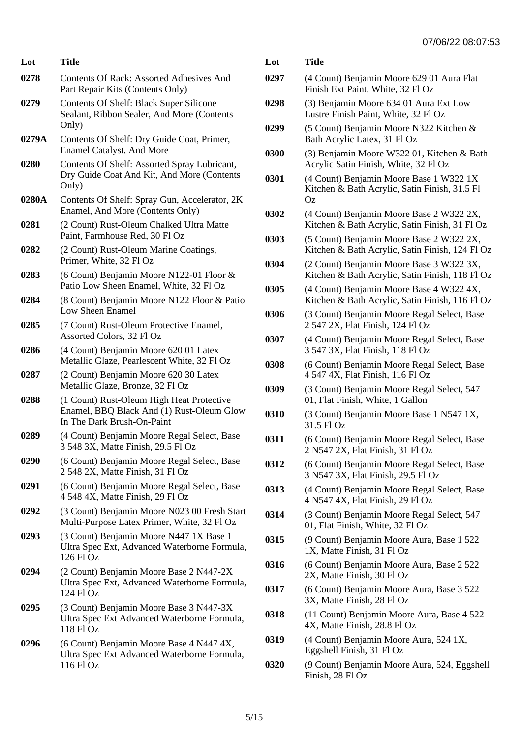07/06/22 08:07:53

| Lot | Title |
| --- | --- |
| 0278 | Contents Of Rack: Assorted Adhesives And Part Repair Kits (Contents Only) |
| 0279 | Contents Of Shelf: Black Super Silicone Sealant, Ribbon Sealer, And More (Contents Only) |
| 0279A | Contents Of Shelf: Dry Guide Coat, Primer, Enamel Catalyst, And More |
| 0280 | Contents Of Shelf: Assorted Spray Lubricant, Dry Guide Coat And Kit, And More (Contents Only) |
| 0280A | Contents Of Shelf: Spray Gun, Accelerator, 2K Enamel, And More (Contents Only) |
| 0281 | (2 Count) Rust-Oleum Chalked Ultra Matte Paint, Farmhouse Red, 30 Fl Oz |
| 0282 | (2 Count) Rust-Oleum Marine Coatings, Primer, White, 32 Fl Oz |
| 0283 | (6 Count) Benjamin Moore N122-01 Floor & Patio Low Sheen Enamel, White, 32 Fl Oz |
| 0284 | (8 Count) Benjamin Moore N122 Floor & Patio Low Sheen Enamel |
| 0285 | (7 Count) Rust-Oleum Protective Enamel, Assorted Colors, 32 Fl Oz |
| 0286 | (4 Count) Benjamin Moore 620 01 Latex Metallic Glaze, Pearlescent White, 32 Fl Oz |
| 0287 | (2 Count) Benjamin Moore 620 30 Latex Metallic Glaze, Bronze, 32 Fl Oz |
| 0288 | (1 Count) Rust-Oleum High Heat Protective Enamel, BBQ Black And (1) Rust-Oleum Glow In The Dark Brush-On-Paint |
| 0289 | (4 Count) Benjamin Moore Regal Select, Base 3 548 3X, Matte Finish, 29.5 Fl Oz |
| 0290 | (6 Count) Benjamin Moore Regal Select, Base 2 548 2X, Matte Finish, 31 Fl Oz |
| 0291 | (6 Count) Benjamin Moore Regal Select, Base 4 548 4X, Matte Finish, 29 Fl Oz |
| 0292 | (3 Count) Benjamin Moore N023 00 Fresh Start Multi-Purpose Latex Primer, White, 32 Fl Oz |
| 0293 | (3 Count) Benjamin Moore N447 1X Base 1 Ultra Spec Ext, Advanced Waterborne Formula, 126 Fl Oz |
| 0294 | (2 Count) Benjamin Moore Base 2 N447-2X Ultra Spec Ext, Advanced Waterborne Formula, 124 Fl Oz |
| 0295 | (3 Count) Benjamin Moore Base 3 N447-3X Ultra Spec Ext Advanced Waterborne Formula, 118 Fl Oz |
| 0296 | (6 Count) Benjamin Moore Base 4 N447 4X, Ultra Spec Ext Advanced Waterborne Formula, 116 Fl Oz |
| 0297 | (4 Count) Benjamin Moore 629 01 Aura Flat Finish Ext Paint, White, 32 Fl Oz |
| 0298 | (3) Benjamin Moore 634 01 Aura Ext Low Lustre Finish Paint, White, 32 Fl Oz |
| 0299 | (5 Count) Benjamin Moore N322 Kitchen & Bath Acrylic Latex, 31 Fl Oz |
| 0300 | (3) Benjamin Moore W322 01, Kitchen & Bath Acrylic Satin Finish, White, 32 Fl Oz |
| 0301 | (4 Count) Benjamin Moore Base 1 W322 1X Kitchen & Bath Acrylic, Satin Finish, 31.5 Fl Oz |
| 0302 | (4 Count) Benjamin Moore Base 2 W322 2X, Kitchen & Bath Acrylic, Satin Finish, 31 Fl Oz |
| 0303 | (5 Count) Benjamin Moore Base 2 W322 2X, Kitchen & Bath Acrylic, Satin Finish, 124 Fl Oz |
| 0304 | (2 Count) Benjamin Moore Base 3 W322 3X, Kitchen & Bath Acrylic, Satin Finish, 118 Fl Oz |
| 0305 | (4 Count) Benjamin Moore Base 4 W322 4X, Kitchen & Bath Acrylic, Satin Finish, 116 Fl Oz |
| 0306 | (3 Count) Benjamin Moore Regal Select, Base 2 547 2X, Flat Finish, 124 Fl Oz |
| 0307 | (4 Count) Benjamin Moore Regal Select, Base 3 547 3X, Flat Finish, 118 Fl Oz |
| 0308 | (6 Count) Benjamin Moore Regal Select, Base 4 547 4X, Flat Finish, 116 Fl Oz |
| 0309 | (3 Count) Benjamin Moore Regal Select, 547 01, Flat Finish, White, 1 Gallon |
| 0310 | (3 Count) Benjamin Moore Base 1 N547 1X, 31.5 Fl Oz |
| 0311 | (6 Count) Benjamin Moore Regal Select, Base 2 N547 2X, Flat Finish, 31 Fl Oz |
| 0312 | (6 Count) Benjamin Moore Regal Select, Base 3 N547 3X, Flat Finish, 29.5 Fl Oz |
| 0313 | (4 Count) Benjamin Moore Regal Select, Base 4 N547 4X, Flat Finish, 29 Fl Oz |
| 0314 | (3 Count) Benjamin Moore Regal Select, 547 01, Flat Finish, White, 32 Fl Oz |
| 0315 | (9 Count) Benjamin Moore Aura, Base 1 522 1X, Matte Finish, 31 Fl Oz |
| 0316 | (6 Count) Benjamin Moore Aura, Base 2 522 2X, Matte Finish, 30 Fl Oz |
| 0317 | (6 Count) Benjamin Moore Aura, Base 3 522 3X, Matte Finish, 28 Fl Oz |
| 0318 | (11 Count) Benjamin Moore Aura, Base 4 522 4X, Matte Finish, 28.8 Fl Oz |
| 0319 | (4 Count) Benjamin Moore Aura, 524 1X, Eggshell Finish, 31 Fl Oz |
| 0320 | (9 Count) Benjamin Moore Aura, 524, Eggshell Finish, 28 Fl Oz |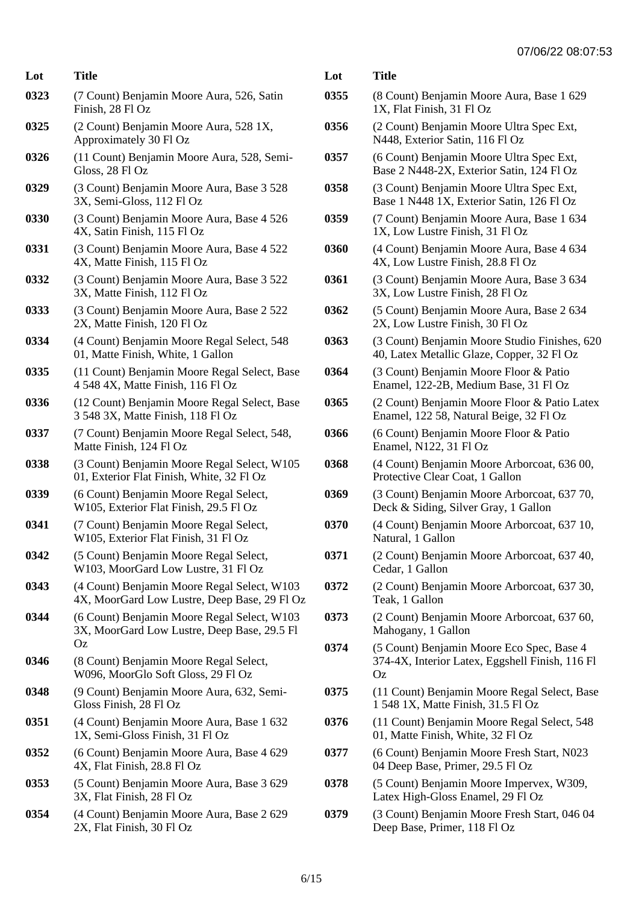07/06/22 08:07:53

| Lot | Title |
| --- | --- |
| 0323 | (7 Count) Benjamin Moore Aura, 526, Satin Finish, 28 Fl Oz |
| 0325 | (2 Count) Benjamin Moore Aura, 528 1X, Approximately 30 Fl Oz |
| 0326 | (11 Count) Benjamin Moore Aura, 528, Semi-Gloss, 28 Fl Oz |
| 0329 | (3 Count) Benjamin Moore Aura, Base 3 528 3X, Semi-Gloss, 112 Fl Oz |
| 0330 | (3 Count) Benjamin Moore Aura, Base 4 526 4X, Satin Finish, 115 Fl Oz |
| 0331 | (3 Count) Benjamin Moore Aura, Base 4 522 4X, Matte Finish, 115 Fl Oz |
| 0332 | (3 Count) Benjamin Moore Aura, Base 3 522 3X, Matte Finish, 112 Fl Oz |
| 0333 | (3 Count) Benjamin Moore Aura, Base 2 522 2X, Matte Finish, 120 Fl Oz |
| 0334 | (4 Count) Benjamin Moore Regal Select, 548 01, Matte Finish, White, 1 Gallon |
| 0335 | (11 Count) Benjamin Moore Regal Select, Base 4 548 4X, Matte Finish, 116 Fl Oz |
| 0336 | (12 Count) Benjamin Moore Regal Select, Base 3 548 3X, Matte Finish, 118 Fl Oz |
| 0337 | (7 Count) Benjamin Moore Regal Select, 548, Matte Finish, 124 Fl Oz |
| 0338 | (3 Count) Benjamin Moore Regal Select, W105 01, Exterior Flat Finish, White, 32 Fl Oz |
| 0339 | (6 Count) Benjamin Moore Regal Select, W105, Exterior Flat Finish, 29.5 Fl Oz |
| 0341 | (7 Count) Benjamin Moore Regal Select, W105, Exterior Flat Finish, 31 Fl Oz |
| 0342 | (5 Count) Benjamin Moore Regal Select, W103, MoorGard Low Lustre, 31 Fl Oz |
| 0343 | (4 Count) Benjamin Moore Regal Select, W103 4X, MoorGard Low Lustre, Deep Base, 29 Fl Oz |
| 0344 | (6 Count) Benjamin Moore Regal Select, W103 3X, MoorGard Low Lustre, Deep Base, 29.5 Fl Oz |
| 0346 | (8 Count) Benjamin Moore Regal Select, W096, MoorGlo Soft Gloss, 29 Fl Oz |
| 0348 | (9 Count) Benjamin Moore Aura, 632, Semi-Gloss Finish, 28 Fl Oz |
| 0351 | (4 Count) Benjamin Moore Aura, Base 1 632 1X, Semi-Gloss Finish, 31 Fl Oz |
| 0352 | (6 Count) Benjamin Moore Aura, Base 4 629 4X, Flat Finish, 28.8 Fl Oz |
| 0353 | (5 Count) Benjamin Moore Aura, Base 3 629 3X, Flat Finish, 28 Fl Oz |
| 0354 | (4 Count) Benjamin Moore Aura, Base 2 629 2X, Flat Finish, 30 Fl Oz |
| 0355 | (8 Count) Benjamin Moore Aura, Base 1 629 1X, Flat Finish, 31 Fl Oz |
| 0356 | (2 Count) Benjamin Moore Ultra Spec Ext, N448, Exterior Satin, 116 Fl Oz |
| 0357 | (6 Count) Benjamin Moore Ultra Spec Ext, Base 2 N448-2X, Exterior Satin, 124 Fl Oz |
| 0358 | (3 Count) Benjamin Moore Ultra Spec Ext, Base 1 N448 1X, Exterior Satin, 126 Fl Oz |
| 0359 | (7 Count) Benjamin Moore Aura, Base 1 634 1X, Low Lustre Finish, 31 Fl Oz |
| 0360 | (4 Count) Benjamin Moore Aura, Base 4 634 4X, Low Lustre Finish, 28.8 Fl Oz |
| 0361 | (3 Count) Benjamin Moore Aura, Base 3 634 3X, Low Lustre Finish, 28 Fl Oz |
| 0362 | (5 Count) Benjamin Moore Aura, Base 2 634 2X, Low Lustre Finish, 30 Fl Oz |
| 0363 | (3 Count) Benjamin Moore Studio Finishes, 620 40, Latex Metallic Glaze, Copper, 32 Fl Oz |
| 0364 | (3 Count) Benjamin Moore Floor & Patio Enamel, 122-2B, Medium Base, 31 Fl Oz |
| 0365 | (2 Count) Benjamin Moore Floor & Patio Latex Enamel, 122 58, Natural Beige, 32 Fl Oz |
| 0366 | (6 Count) Benjamin Moore Floor & Patio Enamel, N122, 31 Fl Oz |
| 0368 | (4 Count) Benjamin Moore Arborcoat, 636 00, Protective Clear Coat, 1 Gallon |
| 0369 | (3 Count) Benjamin Moore Arborcoat, 637 70, Deck & Siding, Silver Gray, 1 Gallon |
| 0370 | (4 Count) Benjamin Moore Arborcoat, 637 10, Natural, 1 Gallon |
| 0371 | (2 Count) Benjamin Moore Arborcoat, 637 40, Cedar, 1 Gallon |
| 0372 | (2 Count) Benjamin Moore Arborcoat, 637 30, Teak, 1 Gallon |
| 0373 | (2 Count) Benjamin Moore Arborcoat, 637 60, Mahogany, 1 Gallon |
| 0374 | (5 Count) Benjamin Moore Eco Spec, Base 4 374-4X, Interior Latex, Eggshell Finish, 116 Fl Oz |
| 0375 | (11 Count) Benjamin Moore Regal Select, Base 1 548 1X, Matte Finish, 31.5 Fl Oz |
| 0376 | (11 Count) Benjamin Moore Regal Select, 548 01, Matte Finish, White, 32 Fl Oz |
| 0377 | (6 Count) Benjamin Moore Fresh Start, N023 04 Deep Base, Primer, 29.5 Fl Oz |
| 0378 | (5 Count) Benjamin Moore Impervex, W309, Latex High-Gloss Enamel, 29 Fl Oz |
| 0379 | (3 Count) Benjamin Moore Fresh Start, 046 04 Deep Base, Primer, 118 Fl Oz |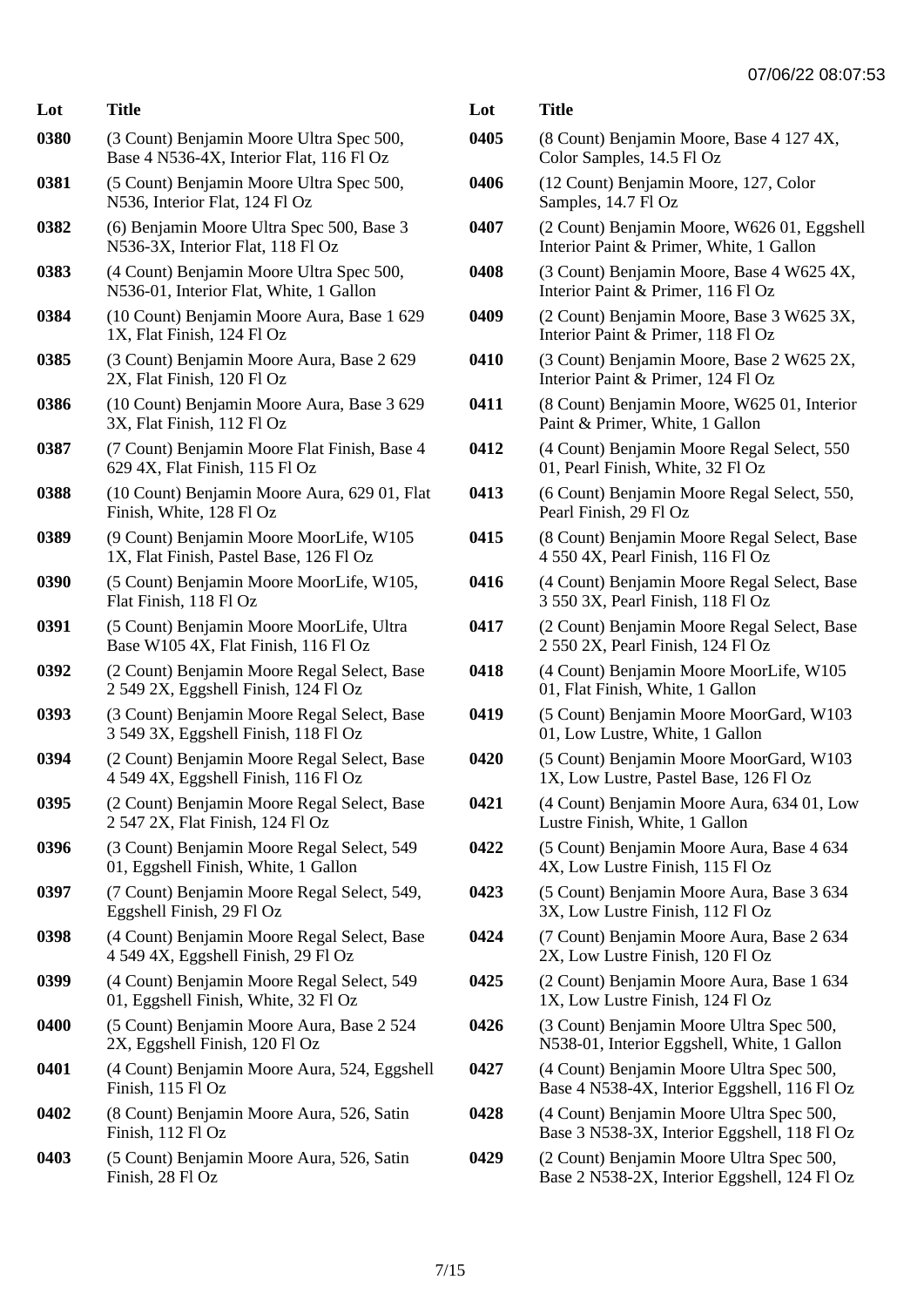| Lot | Title |
| --- | --- |
| 0380 | (3 Count) Benjamin Moore Ultra Spec 500, Base 4 N536-4X, Interior Flat, 116 Fl Oz |
| 0381 | (5 Count) Benjamin Moore Ultra Spec 500, N536, Interior Flat, 124 Fl Oz |
| 0382 | (6) Benjamin Moore Ultra Spec 500, Base 3 N536-3X, Interior Flat, 118 Fl Oz |
| 0383 | (4 Count) Benjamin Moore Ultra Spec 500, N536-01, Interior Flat, White, 1 Gallon |
| 0384 | (10 Count) Benjamin Moore Aura, Base 1 629 1X, Flat Finish, 124 Fl Oz |
| 0385 | (3 Count) Benjamin Moore Aura, Base 2 629 2X, Flat Finish, 120 Fl Oz |
| 0386 | (10 Count) Benjamin Moore Aura, Base 3 629 3X, Flat Finish, 112 Fl Oz |
| 0387 | (7 Count) Benjamin Moore Flat Finish, Base 4 629 4X, Flat Finish, 115 Fl Oz |
| 0388 | (10 Count) Benjamin Moore Aura, 629 01, Flat Finish, White, 128 Fl Oz |
| 0389 | (9 Count) Benjamin Moore MoorLife, W105 1X, Flat Finish, Pastel Base, 126 Fl Oz |
| 0390 | (5 Count) Benjamin Moore MoorLife, W105, Flat Finish, 118 Fl Oz |
| 0391 | (5 Count) Benjamin Moore MoorLife, Ultra Base W105 4X, Flat Finish, 116 Fl Oz |
| 0392 | (2 Count) Benjamin Moore Regal Select, Base 2 549 2X, Eggshell Finish, 124 Fl Oz |
| 0393 | (3 Count) Benjamin Moore Regal Select, Base 3 549 3X, Eggshell Finish, 118 Fl Oz |
| 0394 | (2 Count) Benjamin Moore Regal Select, Base 4 549 4X, Eggshell Finish, 116 Fl Oz |
| 0395 | (2 Count) Benjamin Moore Regal Select, Base 2 547 2X, Flat Finish, 124 Fl Oz |
| 0396 | (3 Count) Benjamin Moore Regal Select, 549 01, Eggshell Finish, White, 1 Gallon |
| 0397 | (7 Count) Benjamin Moore Regal Select, 549, Eggshell Finish, 29 Fl Oz |
| 0398 | (4 Count) Benjamin Moore Regal Select, Base 4 549 4X, Eggshell Finish, 29 Fl Oz |
| 0399 | (4 Count) Benjamin Moore Regal Select, 549 01, Eggshell Finish, White, 32 Fl Oz |
| 0400 | (5 Count) Benjamin Moore Aura, Base 2 524 2X, Eggshell Finish, 120 Fl Oz |
| 0401 | (4 Count) Benjamin Moore Aura, 524, Eggshell Finish, 115 Fl Oz |
| 0402 | (8 Count) Benjamin Moore Aura, 526, Satin Finish, 112 Fl Oz |
| 0403 | (5 Count) Benjamin Moore Aura, 526, Satin Finish, 28 Fl Oz |
| 0405 | (8 Count) Benjamin Moore, Base 4 127 4X, Color Samples, 14.5 Fl Oz |
| 0406 | (12 Count) Benjamin Moore, 127, Color Samples, 14.7 Fl Oz |
| 0407 | (2 Count) Benjamin Moore, W626 01, Eggshell Interior Paint & Primer, White, 1 Gallon |
| 0408 | (3 Count) Benjamin Moore, Base 4 W625 4X, Interior Paint & Primer, 116 Fl Oz |
| 0409 | (2 Count) Benjamin Moore, Base 3 W625 3X, Interior Paint & Primer, 118 Fl Oz |
| 0410 | (3 Count) Benjamin Moore, Base 2 W625 2X, Interior Paint & Primer, 124 Fl Oz |
| 0411 | (8 Count) Benjamin Moore, W625 01, Interior Paint & Primer, White, 1 Gallon |
| 0412 | (4 Count) Benjamin Moore Regal Select, 550 01, Pearl Finish, White, 32 Fl Oz |
| 0413 | (6 Count) Benjamin Moore Regal Select, 550, Pearl Finish, 29 Fl Oz |
| 0415 | (8 Count) Benjamin Moore Regal Select, Base 4 550 4X, Pearl Finish, 116 Fl Oz |
| 0416 | (4 Count) Benjamin Moore Regal Select, Base 3 550 3X, Pearl Finish, 118 Fl Oz |
| 0417 | (2 Count) Benjamin Moore Regal Select, Base 2 550 2X, Pearl Finish, 124 Fl Oz |
| 0418 | (4 Count) Benjamin Moore MoorLife, W105 01, Flat Finish, White, 1 Gallon |
| 0419 | (5 Count) Benjamin Moore MoorGard, W103 01, Low Lustre, White, 1 Gallon |
| 0420 | (5 Count) Benjamin Moore MoorGard, W103 1X, Low Lustre, Pastel Base, 126 Fl Oz |
| 0421 | (4 Count) Benjamin Moore Aura, 634 01, Low Lustre Finish, White, 1 Gallon |
| 0422 | (5 Count) Benjamin Moore Aura, Base 4 634 4X, Low Lustre Finish, 115 Fl Oz |
| 0423 | (5 Count) Benjamin Moore Aura, Base 3 634 3X, Low Lustre Finish, 112 Fl Oz |
| 0424 | (7 Count) Benjamin Moore Aura, Base 2 634 2X, Low Lustre Finish, 120 Fl Oz |
| 0425 | (2 Count) Benjamin Moore Aura, Base 1 634 1X, Low Lustre Finish, 124 Fl Oz |
| 0426 | (3 Count) Benjamin Moore Ultra Spec 500, N538-01, Interior Eggshell, White, 1 Gallon |
| 0427 | (4 Count) Benjamin Moore Ultra Spec 500, Base 4 N538-4X, Interior Eggshell, 116 Fl Oz |
| 0428 | (4 Count) Benjamin Moore Ultra Spec 500, Base 3 N538-3X, Interior Eggshell, 118 Fl Oz |
| 0429 | (2 Count) Benjamin Moore Ultra Spec 500, Base 2 N538-2X, Interior Eggshell, 124 Fl Oz |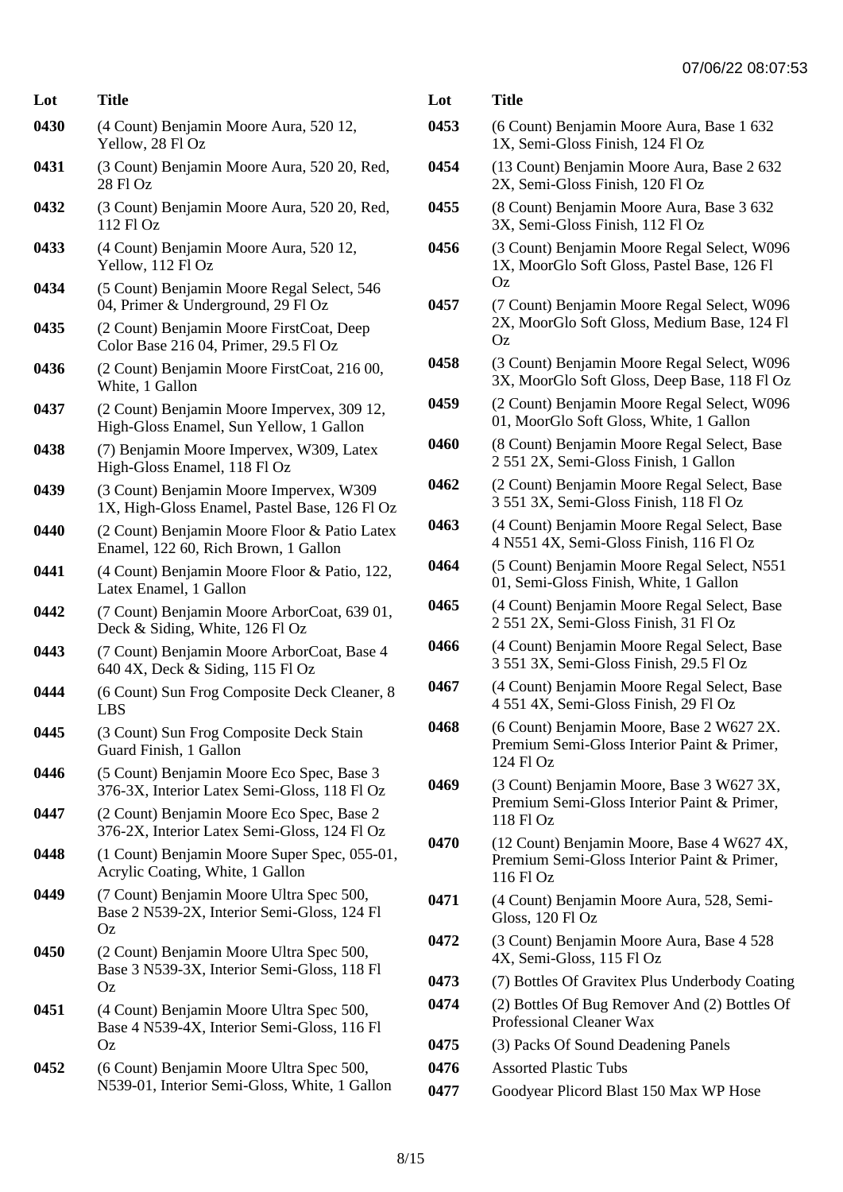07/06/22 08:07:53

| Lot | Title |
|---|---|
| 0430 | (4 Count) Benjamin Moore Aura, 520 12, Yellow, 28 Fl Oz |
| 0431 | (3 Count) Benjamin Moore Aura, 520 20, Red, 28 Fl Oz |
| 0432 | (3 Count) Benjamin Moore Aura, 520 20, Red, 112 Fl Oz |
| 0433 | (4 Count) Benjamin Moore Aura, 520 12, Yellow, 112 Fl Oz |
| 0434 | (5 Count) Benjamin Moore Regal Select, 546 04, Primer & Underground, 29 Fl Oz |
| 0435 | (2 Count) Benjamin Moore FirstCoat, Deep Color Base 216 04, Primer, 29.5 Fl Oz |
| 0436 | (2 Count) Benjamin Moore FirstCoat, 216 00, White, 1 Gallon |
| 0437 | (2 Count) Benjamin Moore Impervex, 309 12, High-Gloss Enamel, Sun Yellow, 1 Gallon |
| 0438 | (7) Benjamin Moore Impervex, W309, Latex High-Gloss Enamel, 118 Fl Oz |
| 0439 | (3 Count) Benjamin Moore Impervex, W309 1X, High-Gloss Enamel, Pastel Base, 126 Fl Oz |
| 0440 | (2 Count) Benjamin Moore Floor & Patio Latex Enamel, 122 60, Rich Brown, 1 Gallon |
| 0441 | (4 Count) Benjamin Moore Floor & Patio, 122, Latex Enamel, 1 Gallon |
| 0442 | (7 Count) Benjamin Moore ArborCoat, 639 01, Deck & Siding, White, 126 Fl Oz |
| 0443 | (7 Count) Benjamin Moore ArborCoat, Base 4 640 4X, Deck & Siding, 115 Fl Oz |
| 0444 | (6 Count) Sun Frog Composite Deck Cleaner, 8 LBS |
| 0445 | (3 Count) Sun Frog Composite Deck Stain Guard Finish, 1 Gallon |
| 0446 | (5 Count) Benjamin Moore Eco Spec, Base 3 376-3X, Interior Latex Semi-Gloss, 118 Fl Oz |
| 0447 | (2 Count) Benjamin Moore Eco Spec, Base 2 376-2X, Interior Latex Semi-Gloss, 124 Fl Oz |
| 0448 | (1 Count) Benjamin Moore Super Spec, 055-01, Acrylic Coating, White, 1 Gallon |
| 0449 | (7 Count) Benjamin Moore Ultra Spec 500, Base 2 N539-2X, Interior Semi-Gloss, 124 Fl Oz |
| 0450 | (2 Count) Benjamin Moore Ultra Spec 500, Base 3 N539-3X, Interior Semi-Gloss, 118 Fl Oz |
| 0451 | (4 Count) Benjamin Moore Ultra Spec 500, Base 4 N539-4X, Interior Semi-Gloss, 116 Fl Oz |
| 0452 | (6 Count) Benjamin Moore Ultra Spec 500, N539-01, Interior Semi-Gloss, White, 1 Gallon |
| 0453 | (6 Count) Benjamin Moore Aura, Base 1 632 1X, Semi-Gloss Finish, 124 Fl Oz |
| 0454 | (13 Count) Benjamin Moore Aura, Base 2 632 2X, Semi-Gloss Finish, 120 Fl Oz |
| 0455 | (8 Count) Benjamin Moore Aura, Base 3 632 3X, Semi-Gloss Finish, 112 Fl Oz |
| 0456 | (3 Count) Benjamin Moore Regal Select, W096 1X, MoorGlo Soft Gloss, Pastel Base, 126 Fl Oz |
| 0457 | (7 Count) Benjamin Moore Regal Select, W096 2X, MoorGlo Soft Gloss, Medium Base, 124 Fl Oz |
| 0458 | (3 Count) Benjamin Moore Regal Select, W096 3X, MoorGlo Soft Gloss, Deep Base, 118 Fl Oz |
| 0459 | (2 Count) Benjamin Moore Regal Select, W096 01, MoorGlo Soft Gloss, White, 1 Gallon |
| 0460 | (8 Count) Benjamin Moore Regal Select, Base 2 551 2X, Semi-Gloss Finish, 1 Gallon |
| 0462 | (2 Count) Benjamin Moore Regal Select, Base 3 551 3X, Semi-Gloss Finish, 118 Fl Oz |
| 0463 | (4 Count) Benjamin Moore Regal Select, Base 4 N551 4X, Semi-Gloss Finish, 116 Fl Oz |
| 0464 | (5 Count) Benjamin Moore Regal Select, N551 01, Semi-Gloss Finish, White, 1 Gallon |
| 0465 | (4 Count) Benjamin Moore Regal Select, Base 2 551 2X, Semi-Gloss Finish, 31 Fl Oz |
| 0466 | (4 Count) Benjamin Moore Regal Select, Base 3 551 3X, Semi-Gloss Finish, 29.5 Fl Oz |
| 0467 | (4 Count) Benjamin Moore Regal Select, Base 4 551 4X, Semi-Gloss Finish, 29 Fl Oz |
| 0468 | (6 Count) Benjamin Moore, Base 2 W627 2X. Premium Semi-Gloss Interior Paint & Primer, 124 Fl Oz |
| 0469 | (3 Count) Benjamin Moore, Base 3 W627 3X, Premium Semi-Gloss Interior Paint & Primer, 118 Fl Oz |
| 0470 | (12 Count) Benjamin Moore, Base 4 W627 4X, Premium Semi-Gloss Interior Paint & Primer, 116 Fl Oz |
| 0471 | (4 Count) Benjamin Moore Aura, 528, Semi-Gloss, 120 Fl Oz |
| 0472 | (3 Count) Benjamin Moore Aura, Base 4 528 4X, Semi-Gloss, 115 Fl Oz |
| 0473 | (7) Bottles Of Gravitex Plus Underbody Coating |
| 0474 | (2) Bottles Of Bug Remover And (2) Bottles Of Professional Cleaner Wax |
| 0475 | (3) Packs Of Sound Deadening Panels |
| 0476 | Assorted Plastic Tubs |
| 0477 | Goodyear Plicord Blast 150 Max WP Hose |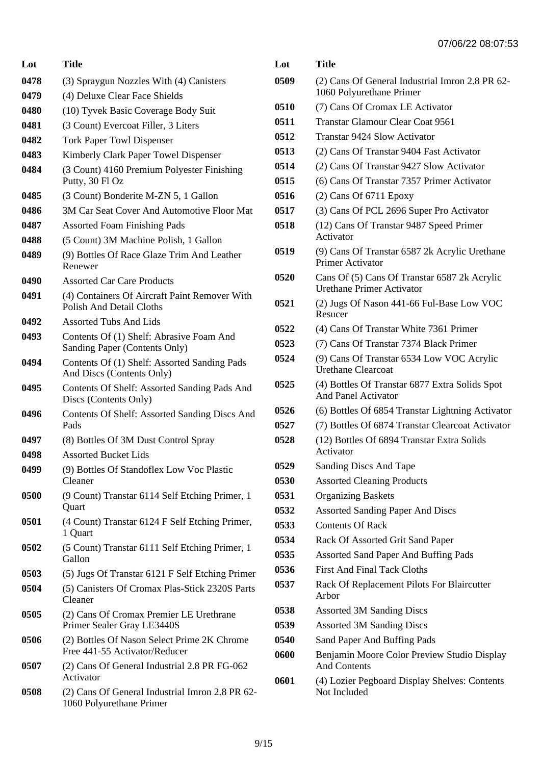| Lot | Title |
|---|---|
| 0478 | (3) Spraygun Nozzles With (4) Canisters |
| 0479 | (4) Deluxe Clear Face Shields |
| 0480 | (10) Tyvek Basic Coverage Body Suit |
| 0481 | (3 Count) Evercoat Filler, 3 Liters |
| 0482 | Tork Paper Towel Dispenser |
| 0483 | Kimberly Clark Paper Towel Dispenser |
| 0484 | (3 Count) 4160 Premium Polyester Finishing Putty, 30 Fl Oz |
| 0485 | (3 Count) Bonderite M-ZN 5, 1 Gallon |
| 0486 | 3M Car Seat Cover And Automotive Floor Mat |
| 0487 | Assorted Foam Finishing Pads |
| 0488 | (5 Count) 3M Machine Polish, 1 Gallon |
| 0489 | (9) Bottles Of Race Glaze Trim And Leather Renewer |
| 0490 | Assorted Car Care Products |
| 0491 | (4) Containers Of Aircraft Paint Remover With Polish And Detail Cloths |
| 0492 | Assorted Tubs And Lids |
| 0493 | Contents Of (1) Shelf: Abrasive Foam And Sanding Paper (Contents Only) |
| 0494 | Contents Of (1) Shelf: Assorted Sanding Pads And Discs (Contents Only) |
| 0495 | Contents Of Shelf: Assorted Sanding Pads And Discs (Contents Only) |
| 0496 | Contents Of Shelf: Assorted Sanding Discs And Pads |
| 0497 | (8) Bottles Of 3M Dust Control Spray |
| 0498 | Assorted Bucket Lids |
| 0499 | (9) Bottles Of Standoflex Low Voc Plastic Cleaner |
| 0500 | (9 Count) Transtar 6114 Self Etching Primer, 1 Quart |
| 0501 | (4 Count) Transtar 6124 F Self Etching Primer, 1 Quart |
| 0502 | (5 Count) Transtar 6111 Self Etching Primer, 1 Gallon |
| 0503 | (5) Jugs Of Transtar 6121 F Self Etching Primer |
| 0504 | (5) Canisters Of Cromax Plas-Stick 2320S Parts Cleaner |
| 0505 | (2) Cans Of Cromax Premier LE Urethrane Primer Sealer Gray LE3440S |
| 0506 | (2) Bottles Of Nason Select Prime 2K Chrome Free 441-55 Activator/Reducer |
| 0507 | (2) Cans Of General Industrial 2.8 PR FG-062 Activator |
| 0508 | (2) Cans Of General Industrial Imron 2.8 PR 62-1060 Polyurethane Primer |
| 0509 | (2) Cans Of General Industrial Imron 2.8 PR 62-1060 Polyurethane Primer |
| 0510 | (7) Cans Of Cromax LE Activator |
| 0511 | Transtar Glamour Clear Coat 9561 |
| 0512 | Transtar 9424 Slow Activator |
| 0513 | (2) Cans Of Transtar 9404 Fast Activator |
| 0514 | (2) Cans Of Transtar 9427 Slow Activator |
| 0515 | (6) Cans Of Transtar 7357 Primer Activator |
| 0516 | (2) Cans Of 6711 Epoxy |
| 0517 | (3) Cans Of PCL 2696 Super Pro Activator |
| 0518 | (12) Cans Of Transtar 9487 Speed Primer Activator |
| 0519 | (9) Cans Of Transtar 6587 2k Acrylic Urethane Primer Activator |
| 0520 | Cans Of (5) Cans Of Transtar 6587 2k Acrylic Urethane Primer Activator |
| 0521 | (2) Jugs Of Nason 441-66 Ful-Base Low VOC Resucer |
| 0522 | (4) Cans Of Transtar White 7361 Primer |
| 0523 | (7) Cans Of Transtar 7374 Black Primer |
| 0524 | (9) Cans Of Transtar 6534 Low VOC Acrylic Urethane Clearcoat |
| 0525 | (4) Bottles Of Transtar 6877 Extra Solids Spot And Panel Activator |
| 0526 | (6) Bottles Of 6854 Transtar Lightning Activator |
| 0527 | (7) Bottles Of 6874 Transtar Clearcoat Activator |
| 0528 | (12) Bottles Of 6894 Transtar Extra Solids Activator |
| 0529 | Sanding Discs And Tape |
| 0530 | Assorted Cleaning Products |
| 0531 | Organizing Baskets |
| 0532 | Assorted Sanding Paper And Discs |
| 0533 | Contents Of Rack |
| 0534 | Rack Of Assorted Grit Sand Paper |
| 0535 | Assorted Sand Paper And Buffing Pads |
| 0536 | First And Final Tack Cloths |
| 0537 | Rack Of Replacement Pilots For Blaircutter Arbor |
| 0538 | Assorted 3M Sanding Discs |
| 0539 | Assorted 3M Sanding Discs |
| 0540 | Sand Paper And Buffing Pads |
| 0600 | Benjamin Moore Color Preview Studio Display And Contents |
| 0601 | (4) Lozier Pegboard Display Shelves: Contents Not Included |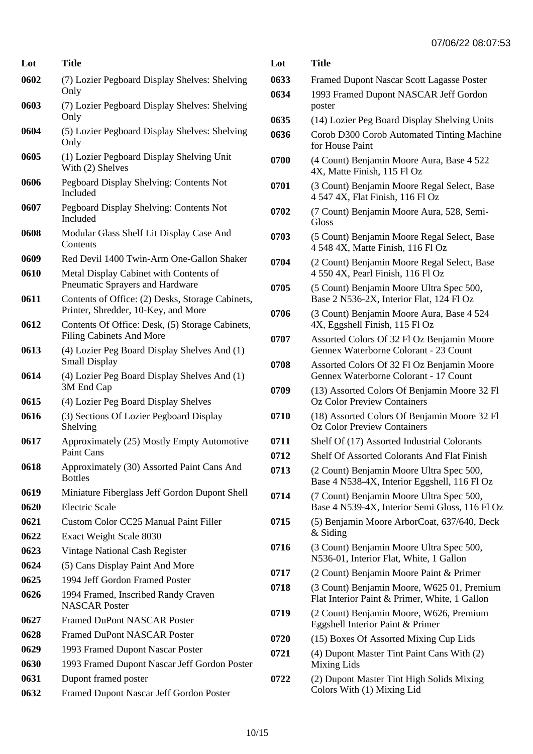| Lot | Title |
| --- | --- |
| 0602 | (7) Lozier Pegboard Display Shelves: Shelving Only |
| 0603 | (7) Lozier Pegboard Display Shelves: Shelving Only |
| 0604 | (5) Lozier Pegboard Display Shelves: Shelving Only |
| 0605 | (1) Lozier Pegboard Display Shelving Unit With (2) Shelves |
| 0606 | Pegboard Display Shelving: Contents Not Included |
| 0607 | Pegboard Display Shelving: Contents Not Included |
| 0608 | Modular Glass Shelf Lit Display Case And Contents |
| 0609 | Red Devil 1400 Twin-Arm One-Gallon Shaker |
| 0610 | Metal Display Cabinet with Contents of Pneumatic Sprayers and Hardware |
| 0611 | Contents of Office: (2) Desks, Storage Cabinets, Printer, Shredder, 10-Key, and More |
| 0612 | Contents Of Office: Desk, (5) Storage Cabinets, Filing Cabinets And More |
| 0613 | (4) Lozier Peg Board Display Shelves And (1) Small Display |
| 0614 | (4) Lozier Peg Board Display Shelves And (1) 3M End Cap |
| 0615 | (4) Lozier Peg Board Display Shelves |
| 0616 | (3) Sections Of Lozier Pegboard Display Shelving |
| 0617 | Approximately (25) Mostly Empty Automotive Paint Cans |
| 0618 | Approximately (30) Assorted Paint Cans And Bottles |
| 0619 | Miniature Fiberglass Jeff Gordon Dupont Shell |
| 0620 | Electric Scale |
| 0621 | Custom Color CC25 Manual Paint Filler |
| 0622 | Exact Weight Scale 8030 |
| 0623 | Vintage National Cash Register |
| 0624 | (5) Cans Display Paint And More |
| 0625 | 1994 Jeff Gordon Framed Poster |
| 0626 | 1994 Framed, Inscribed Randy Craven NASCAR Poster |
| 0627 | Framed DuPont NASCAR Poster |
| 0628 | Framed DuPont NASCAR Poster |
| 0629 | 1993 Framed Dupont Nascar Poster |
| 0630 | 1993 Framed Dupont Nascar Jeff Gordon Poster |
| 0631 | Dupont framed poster |
| 0632 | Framed Dupont Nascar Jeff Gordon Poster |
| 0633 | Framed Dupont Nascar Scott Lagasse Poster |
| 0634 | 1993 Framed Dupont NASCAR Jeff Gordon poster |
| 0635 | (14) Lozier Peg Board Display Shelving Units |
| 0636 | Corob D300 Corob Automated Tinting Machine for House Paint |
| 0700 | (4 Count) Benjamin Moore Aura, Base 4 522 4X, Matte Finish, 115 Fl Oz |
| 0701 | (3 Count) Benjamin Moore Regal Select, Base 4 547 4X, Flat Finish, 116 Fl Oz |
| 0702 | (7 Count) Benjamin Moore Aura, 528, Semi-Gloss |
| 0703 | (5 Count) Benjamin Moore Regal Select, Base 4 548 4X, Matte Finish, 116 Fl Oz |
| 0704 | (2 Count) Benjamin Moore Regal Select, Base 4 550 4X, Pearl Finish, 116 Fl Oz |
| 0705 | (5 Count) Benjamin Moore Ultra Spec 500, Base 2 N536-2X, Interior Flat, 124 Fl Oz |
| 0706 | (3 Count) Benjamin Moore Aura, Base 4 524 4X, Eggshell Finish, 115 Fl Oz |
| 0707 | Assorted Colors Of 32 Fl Oz Benjamin Moore Gennex Waterborne Colorant - 23 Count |
| 0708 | Assorted Colors Of 32 Fl Oz Benjamin Moore Gennex Waterborne Colorant - 17 Count |
| 0709 | (13) Assorted Colors Of Benjamin Moore 32 Fl Oz Color Preview Containers |
| 0710 | (18) Assorted Colors Of Benjamin Moore 32 Fl Oz Color Preview Containers |
| 0711 | Shelf Of (17) Assorted Industrial Colorants |
| 0712 | Shelf Of Assorted Colorants And Flat Finish |
| 0713 | (2 Count) Benjamin Moore Ultra Spec 500, Base 4 N538-4X, Interior Eggshell, 116 Fl Oz |
| 0714 | (7 Count) Benjamin Moore Ultra Spec 500, Base 4 N539-4X, Interior Semi Gloss, 116 Fl Oz |
| 0715 | (5) Benjamin Moore ArborCoat, 637/640, Deck & Siding |
| 0716 | (3 Count) Benjamin Moore Ultra Spec 500, N536-01, Interior Flat, White, 1 Gallon |
| 0717 | (2 Count) Benjamin Moore Paint & Primer |
| 0718 | (3 Count) Benjamin Moore, W625 01, Premium Flat Interior Paint & Primer, White, 1 Gallon |
| 0719 | (2 Count) Benjamin Moore, W626, Premium Eggshell Interior Paint & Primer |
| 0720 | (15) Boxes Of Assorted Mixing Cup Lids |
| 0721 | (4) Dupont Master Tint Paint Cans With (2) Mixing Lids |
| 0722 | (2) Dupont Master Tint High Solids Mixing Colors With (1) Mixing Lid |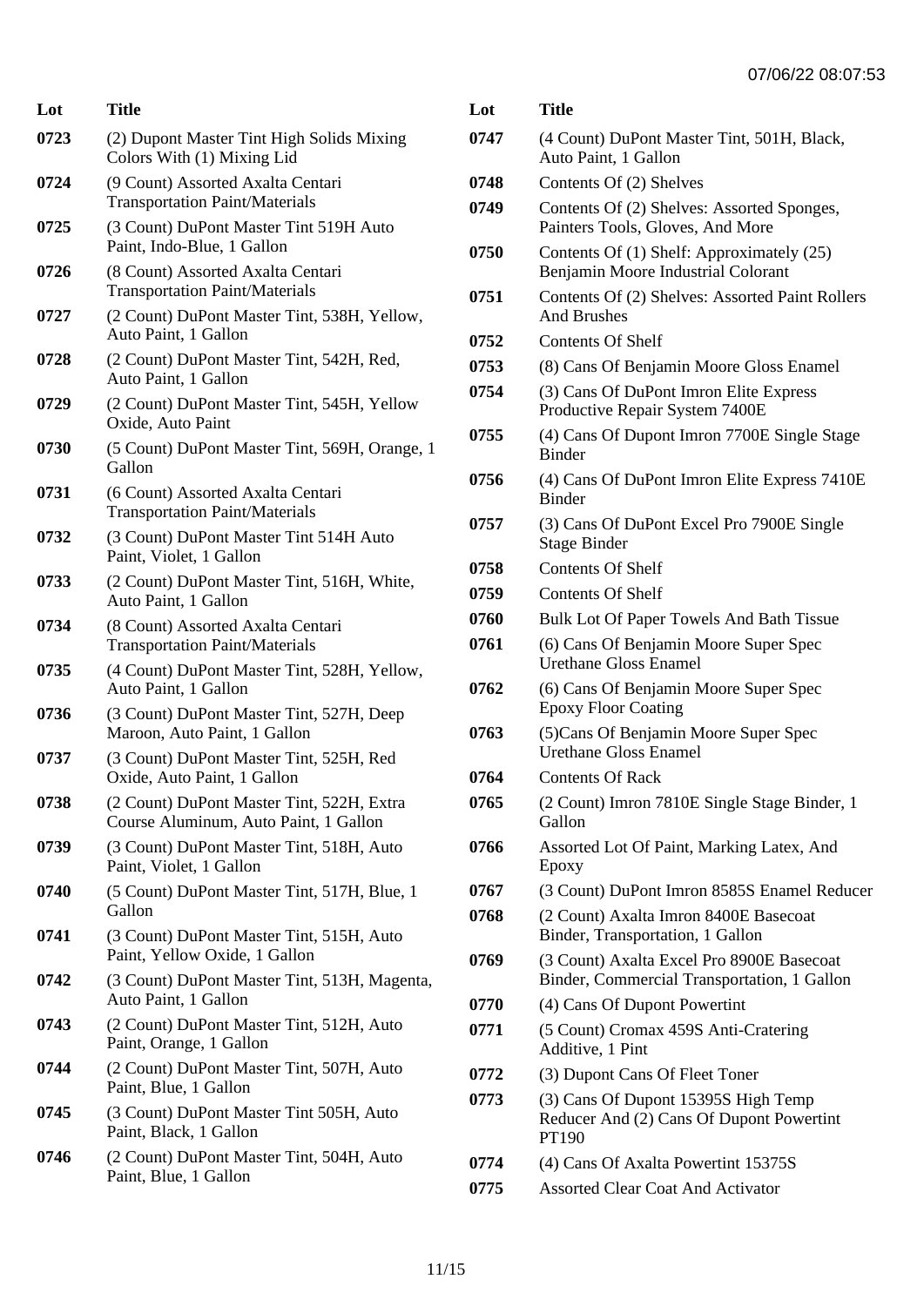| Lot | Title |
|---|---|
| 0723 | (2) Dupont Master Tint High Solids Mixing Colors With (1) Mixing Lid |
| 0724 | (9 Count) Assorted Axalta Centari Transportation Paint/Materials |
| 0725 | (3 Count) DuPont Master Tint 519H Auto Paint, Indo-Blue, 1 Gallon |
| 0726 | (8 Count) Assorted Axalta Centari Transportation Paint/Materials |
| 0727 | (2 Count) DuPont Master Tint, 538H, Yellow, Auto Paint, 1 Gallon |
| 0728 | (2 Count) DuPont Master Tint, 542H, Red, Auto Paint, 1 Gallon |
| 0729 | (2 Count) DuPont Master Tint, 545H, Yellow Oxide, Auto Paint |
| 0730 | (5 Count) DuPont Master Tint, 569H, Orange, 1 Gallon |
| 0731 | (6 Count) Assorted Axalta Centari Transportation Paint/Materials |
| 0732 | (3 Count) DuPont Master Tint 514H Auto Paint, Violet, 1 Gallon |
| 0733 | (2 Count) DuPont Master Tint, 516H, White, Auto Paint, 1 Gallon |
| 0734 | (8 Count) Assorted Axalta Centari Transportation Paint/Materials |
| 0735 | (4 Count) DuPont Master Tint, 528H, Yellow, Auto Paint, 1 Gallon |
| 0736 | (3 Count) DuPont Master Tint, 527H, Deep Maroon, Auto Paint, 1 Gallon |
| 0737 | (3 Count) DuPont Master Tint, 525H, Red Oxide, Auto Paint, 1 Gallon |
| 0738 | (2 Count) DuPont Master Tint, 522H, Extra Course Aluminum, Auto Paint, 1 Gallon |
| 0739 | (3 Count) DuPont Master Tint, 518H, Auto Paint, Violet, 1 Gallon |
| 0740 | (5 Count) DuPont Master Tint, 517H, Blue, 1 Gallon |
| 0741 | (3 Count) DuPont Master Tint, 515H, Auto Paint, Yellow Oxide, 1 Gallon |
| 0742 | (3 Count) DuPont Master Tint, 513H, Magenta, Auto Paint, 1 Gallon |
| 0743 | (2 Count) DuPont Master Tint, 512H, Auto Paint, Orange, 1 Gallon |
| 0744 | (2 Count) DuPont Master Tint, 507H, Auto Paint, Blue, 1 Gallon |
| 0745 | (3 Count) DuPont Master Tint 505H, Auto Paint, Black, 1 Gallon |
| 0746 | (2 Count) DuPont Master Tint, 504H, Auto Paint, Blue, 1 Gallon |
| 0747 | (4 Count) DuPont Master Tint, 501H, Black, Auto Paint, 1 Gallon |
| 0748 | Contents Of (2) Shelves |
| 0749 | Contents Of (2) Shelves: Assorted Sponges, Painters Tools, Gloves, And More |
| 0750 | Contents Of (1) Shelf: Approximately (25) Benjamin Moore Industrial Colorant |
| 0751 | Contents Of (2) Shelves: Assorted Paint Rollers And Brushes |
| 0752 | Contents Of Shelf |
| 0753 | (8) Cans Of Benjamin Moore Gloss Enamel |
| 0754 | (3) Cans Of DuPont Imron Elite Express Productive Repair System 7400E |
| 0755 | (4) Cans Of Dupont Imron 7700E Single Stage Binder |
| 0756 | (4) Cans Of DuPont Imron Elite Express 7410E Binder |
| 0757 | (3) Cans Of DuPont Excel Pro 7900E Single Stage Binder |
| 0758 | Contents Of Shelf |
| 0759 | Contents Of Shelf |
| 0760 | Bulk Lot Of Paper Towels And Bath Tissue |
| 0761 | (6) Cans Of Benjamin Moore Super Spec Urethane Gloss Enamel |
| 0762 | (6) Cans Of Benjamin Moore Super Spec Epoxy Floor Coating |
| 0763 | (5)Cans Of Benjamin Moore Super Spec Urethane Gloss Enamel |
| 0764 | Contents Of Rack |
| 0765 | (2 Count) Imron 7810E Single Stage Binder, 1 Gallon |
| 0766 | Assorted Lot Of Paint, Marking Latex, And Epoxy |
| 0767 | (3 Count) DuPont Imron 8585S Enamel Reducer |
| 0768 | (2 Count) Axalta Imron 8400E Basecoat Binder, Transportation, 1 Gallon |
| 0769 | (3 Count) Axalta Excel Pro 8900E Basecoat Binder, Commercial Transportation, 1 Gallon |
| 0770 | (4) Cans Of Dupont Powertint |
| 0771 | (5 Count) Cromax 459S Anti-Cratering Additive, 1 Pint |
| 0772 | (3) Dupont Cans Of Fleet Toner |
| 0773 | (3) Cans Of Dupont 15395S High Temp Reducer And (2) Cans Of Dupont Powertint PT190 |
| 0774 | (4) Cans Of Axalta Powertint 15375S |
| 0775 | Assorted Clear Coat And Activator |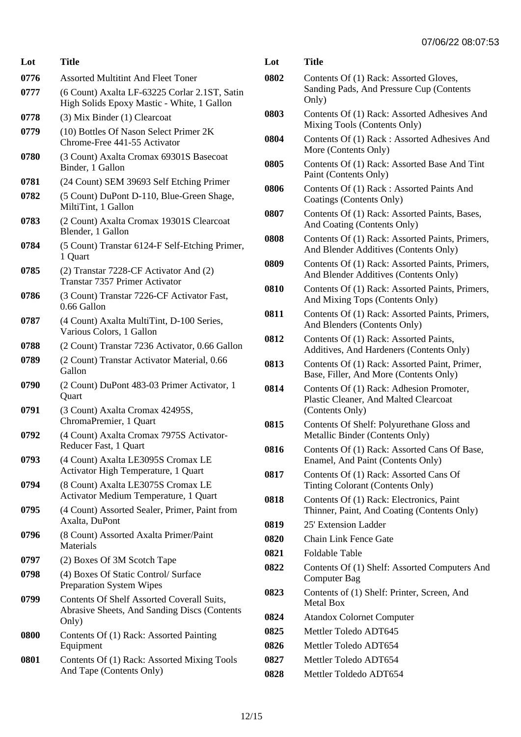| Lot | Title |
|---|---|
| 0776 | Assorted Multitint And Fleet Toner |
| 0777 | (6 Count) Axalta LF-63225 Corlar 2.1ST, Satin High Solids Epoxy Mastic - White, 1 Gallon |
| 0778 | (3) Mix Binder (1) Clearcoat |
| 0779 | (10) Bottles Of Nason Select Primer 2K Chrome-Free 441-55 Activator |
| 0780 | (3 Count) Axalta Cromax 69301S Basecoat Binder, 1 Gallon |
| 0781 | (24 Count) SEM 39693 Self Etching Primer |
| 0782 | (5 Count) DuPont D-110, Blue-Green Shage, MiltiTint, 1 Gallon |
| 0783 | (2 Count) Axalta Cromax 19301S Clearcoat Blender, 1 Gallon |
| 0784 | (5 Count) Transtar 6124-F Self-Etching Primer, 1 Quart |
| 0785 | (2) Transtar 7228-CF Activator And (2) Transtar 7357 Primer Activator |
| 0786 | (3 Count) Transtar 7226-CF Activator Fast, 0.66 Gallon |
| 0787 | (4 Count) Axalta MultiTint, D-100 Series, Various Colors, 1 Gallon |
| 0788 | (2 Count) Transtar 7236 Activator, 0.66 Gallon |
| 0789 | (2 Count) Transtar Activator Material, 0.66 Gallon |
| 0790 | (2 Count) DuPont 483-03 Primer Activator, 1 Quart |
| 0791 | (3 Count) Axalta Cromax 42495S, ChromaPremier, 1 Quart |
| 0792 | (4 Count) Axalta Cromax 7975S Activator-Reducer Fast, 1 Quart |
| 0793 | (4 Count) Axalta LE3095S Cromax LE Activator High Temperature, 1 Quart |
| 0794 | (8 Count) Axalta LE3075S Cromax LE Activator Medium Temperature, 1 Quart |
| 0795 | (4 Count) Assorted Sealer, Primer, Paint from Axalta, DuPont |
| 0796 | (8 Count) Assorted Axalta Primer/Paint Materials |
| 0797 | (2) Boxes Of 3M Scotch Tape |
| 0798 | (4) Boxes Of Static Control/ Surface Preparation System Wipes |
| 0799 | Contents Of Shelf Assorted Coverall Suits, Abrasive Sheets, And Sanding Discs (Contents Only) |
| 0800 | Contents Of (1) Rack: Assorted Painting Equipment |
| 0801 | Contents Of (1) Rack: Assorted Mixing Tools And Tape (Contents Only) |
| 0802 | Contents Of (1) Rack: Assorted Gloves, Sanding Pads, And Pressure Cup (Contents Only) |
| 0803 | Contents Of (1) Rack: Assorted Adhesives And Mixing Tools (Contents Only) |
| 0804 | Contents Of (1) Rack : Assorted Adhesives And More (Contents Only) |
| 0805 | Contents Of (1) Rack: Assorted Base And Tint Paint (Contents Only) |
| 0806 | Contents Of (1) Rack : Assorted Paints And Coatings (Contents Only) |
| 0807 | Contents Of (1) Rack: Assorted Paints, Bases, And Coating (Contents Only) |
| 0808 | Contents Of (1) Rack: Assorted Paints, Primers, And Blender Additives (Contents Only) |
| 0809 | Contents Of (1) Rack: Assorted Paints, Primers, And Blender Additives (Contents Only) |
| 0810 | Contents Of (1) Rack: Assorted Paints, Primers, And Mixing Tops (Contents Only) |
| 0811 | Contents Of (1) Rack: Assorted Paints, Primers, And Blenders (Contents Only) |
| 0812 | Contents Of (1) Rack: Assorted Paints, Additives, And Hardeners (Contents Only) |
| 0813 | Contents Of (1) Rack: Assorted Paint, Primer, Base, Filler, And More (Contents Only) |
| 0814 | Contents Of (1) Rack: Adhesion Promoter, Plastic Cleaner, And Malted Clearcoat (Contents Only) |
| 0815 | Contents Of Shelf: Polyurethane Gloss and Metallic Binder (Contents Only) |
| 0816 | Contents Of (1) Rack: Assorted Cans Of Base, Enamel, And Paint (Contents Only) |
| 0817 | Contents Of (1) Rack: Assorted Cans Of Tinting Colorant (Contents Only) |
| 0818 | Contents Of (1) Rack: Electronics, Paint Thinner, Paint, And Coating (Contents Only) |
| 0819 | 25' Extension Ladder |
| 0820 | Chain Link Fence Gate |
| 0821 | Foldable Table |
| 0822 | Contents Of (1) Shelf: Assorted Computers And Computer Bag |
| 0823 | Contents of (1) Shelf: Printer, Screen, And Metal Box |
| 0824 | Atandox Colornet Computer |
| 0825 | Mettler Toledo ADT645 |
| 0826 | Mettler Toledo ADT654 |
| 0827 | Mettler Toledo ADT654 |
| 0828 | Mettler Toldedo ADT654 |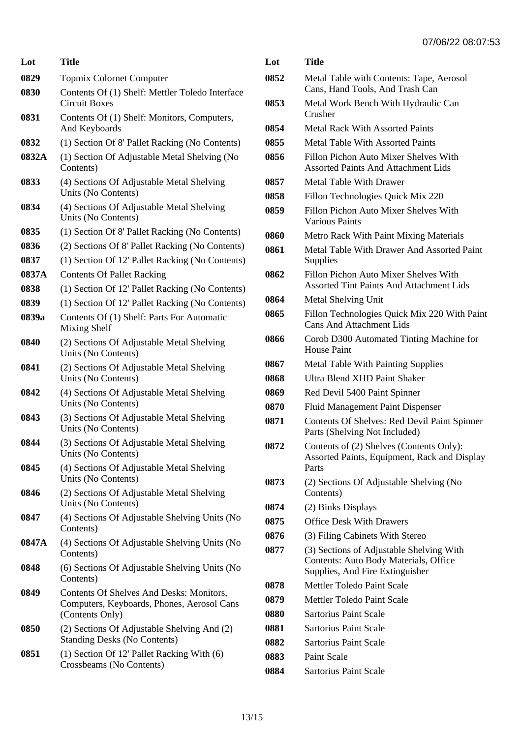| Lot | Title |
|---|---|
| 0829 | Topmix Colornet Computer |
| 0830 | Contents Of (1) Shelf: Mettler Toledo Interface Circuit Boxes |
| 0831 | Contents Of (1) Shelf: Monitors, Computers, And Keyboards |
| 0832 | (1) Section Of 8' Pallet Racking (No Contents) |
| 0832A | (1) Section Of Adjustable Metal Shelving (No Contents) |
| 0833 | (4) Sections Of Adjustable Metal Shelving Units (No Contents) |
| 0834 | (4) Sections Of Adjustable Metal Shelving Units (No Contents) |
| 0835 | (1) Section Of 8' Pallet Racking (No Contents) |
| 0836 | (2) Sections Of 8' Pallet Racking (No Contents) |
| 0837 | (1) Section Of 12' Pallet Racking (No Contents) |
| 0837A | Contents Of Pallet Racking |
| 0838 | (1) Section Of 12' Pallet Racking (No Contents) |
| 0839 | (1) Section Of 12' Pallet Racking (No Contents) |
| 0839a | Contents Of (1) Shelf: Parts For Automatic Mixing Shelf |
| 0840 | (2) Sections Of Adjustable Metal Shelving Units (No Contents) |
| 0841 | (2) Sections Of Adjustable Metal Shelving Units (No Contents) |
| 0842 | (4) Sections Of Adjustable Metal Shelving Units (No Contents) |
| 0843 | (3) Sections Of Adjustable Metal Shelving Units (No Contents) |
| 0844 | (3) Sections Of Adjustable Metal Shelving Units (No Contents) |
| 0845 | (4) Sections Of Adjustable Metal Shelving Units (No Contents) |
| 0846 | (2) Sections Of Adjustable Metal Shelving Units (No Contents) |
| 0847 | (4) Sections Of Adjustable Shelving Units (No Contents) |
| 0847A | (4) Sections Of Adjustable Shelving Units (No Contents) |
| 0848 | (6) Sections Of Adjustable Shelving Units (No Contents) |
| 0849 | Contents Of Shelves And Desks: Monitors, Computers, Keyboards, Phones, Aerosol Cans (Contents Only) |
| 0850 | (2) Sections Of Adjustable Shelving And (2) Standing Desks (No Contents) |
| 0851 | (1) Section Of 12' Pallet Racking With (6) Crossbeams (No Contents) |
| 0852 | Metal Table with Contents: Tape, Aerosol Cans, Hand Tools, And Trash Can |
| 0853 | Metal Work Bench With Hydraulic Can Crusher |
| 0854 | Metal Rack With Assorted Paints |
| 0855 | Metal Table With Assorted Paints |
| 0856 | Fillon Pichon Auto Mixer Shelves With Assorted Paints And Attachment Lids |
| 0857 | Metal Table With Drawer |
| 0858 | Fillon Technologies Quick Mix 220 |
| 0859 | Fillon Pichon Auto Mixer Shelves With Various Paints |
| 0860 | Metro Rack With Paint Mixing Materials |
| 0861 | Metal Table With Drawer And Assorted Paint Supplies |
| 0862 | Fillon Pichon Auto Mixer Shelves With Assorted Tint Paints And Attachment Lids |
| 0864 | Metal Shelving Unit |
| 0865 | Fillon Technologies Quick Mix 220 With Paint Cans And Attachment Lids |
| 0866 | Corob D300 Automated Tinting Machine for House Paint |
| 0867 | Metal Table With Painting Supplies |
| 0868 | Ultra Blend XHD Paint Shaker |
| 0869 | Red Devil 5400 Paint Spinner |
| 0870 | Fluid Management Paint Dispenser |
| 0871 | Contents Of Shelves: Red Devil Paint Spinner Parts (Shelving Not Included) |
| 0872 | Contents of (2) Shelves (Contents Only): Assorted Paints, Equipment, Rack and Display Parts |
| 0873 | (2) Sections Of Adjustable Shelving (No Contents) |
| 0874 | (2) Binks Displays |
| 0875 | Office Desk With Drawers |
| 0876 | (3) Filing Cabinets With Stereo |
| 0877 | (3) Sections of Adjustable Shelving With Contents: Auto Body Materials, Office Supplies, And Fire Extinguisher |
| 0878 | Mettler Toledo Paint Scale |
| 0879 | Mettler Toledo Paint Scale |
| 0880 | Sartorius Paint Scale |
| 0881 | Sartorius Paint Scale |
| 0882 | Sartorius Paint Scale |
| 0883 | Paint Scale |
| 0884 | Sartorius Paint Scale |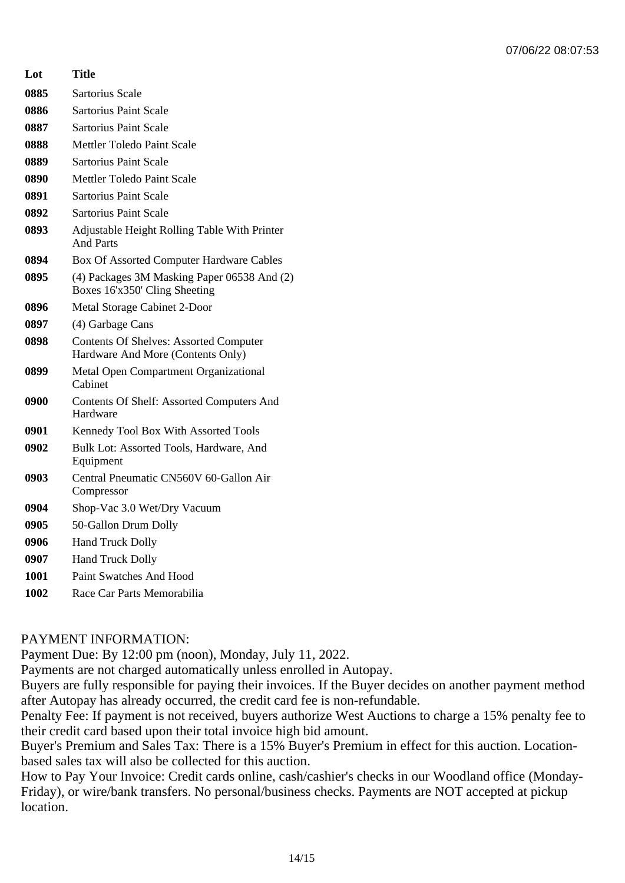| Lot | Title |
|---|---|
| 0885 | Sartorius Scale |
| 0886 | Sartorius Paint Scale |
| 0887 | Sartorius Paint Scale |
| 0888 | Mettler Toledo Paint Scale |
| 0889 | Sartorius Paint Scale |
| 0890 | Mettler Toledo Paint Scale |
| 0891 | Sartorius Paint Scale |
| 0892 | Sartorius Paint Scale |
| 0893 | Adjustable Height Rolling Table With Printer And Parts |
| 0894 | Box Of Assorted Computer Hardware Cables |
| 0895 | (4) Packages 3M Masking Paper 06538 And (2) Boxes 16'x350' Cling Sheeting |
| 0896 | Metal Storage Cabinet 2-Door |
| 0897 | (4) Garbage Cans |
| 0898 | Contents Of Shelves: Assorted Computer Hardware And More (Contents Only) |
| 0899 | Metal Open Compartment Organizational Cabinet |
| 0900 | Contents Of Shelf: Assorted Computers And Hardware |
| 0901 | Kennedy Tool Box With Assorted Tools |
| 0902 | Bulk Lot: Assorted Tools, Hardware, And Equipment |
| 0903 | Central Pneumatic CN560V 60-Gallon Air Compressor |
| 0904 | Shop-Vac 3.0 Wet/Dry Vacuum |
| 0905 | 50-Gallon Drum Dolly |
| 0906 | Hand Truck Dolly |
| 0907 | Hand Truck Dolly |
| 1001 | Paint Swatches And Hood |
| 1002 | Race Car Parts Memorabilia |

PAYMENT INFORMATION:

Payment Due: By 12:00 pm (noon), Monday, July 11, 2022.

Payments are not charged automatically unless enrolled in Autopay.

Buyers are fully responsible for paying their invoices. If the Buyer decides on another payment method after Autopay has already occurred, the credit card fee is non-refundable.

Penalty Fee: If payment is not received, buyers authorize West Auctions to charge a 15% penalty fee to their credit card based upon their total invoice high bid amount.

Buyer's Premium and Sales Tax: There is a 15% Buyer's Premium in effect for this auction. Location-based sales tax will also be collected for this auction.

How to Pay Your Invoice: Credit cards online, cash/cashier's checks in our Woodland office (Monday-Friday), or wire/bank transfers. No personal/business checks. Payments are NOT accepted at pickup location.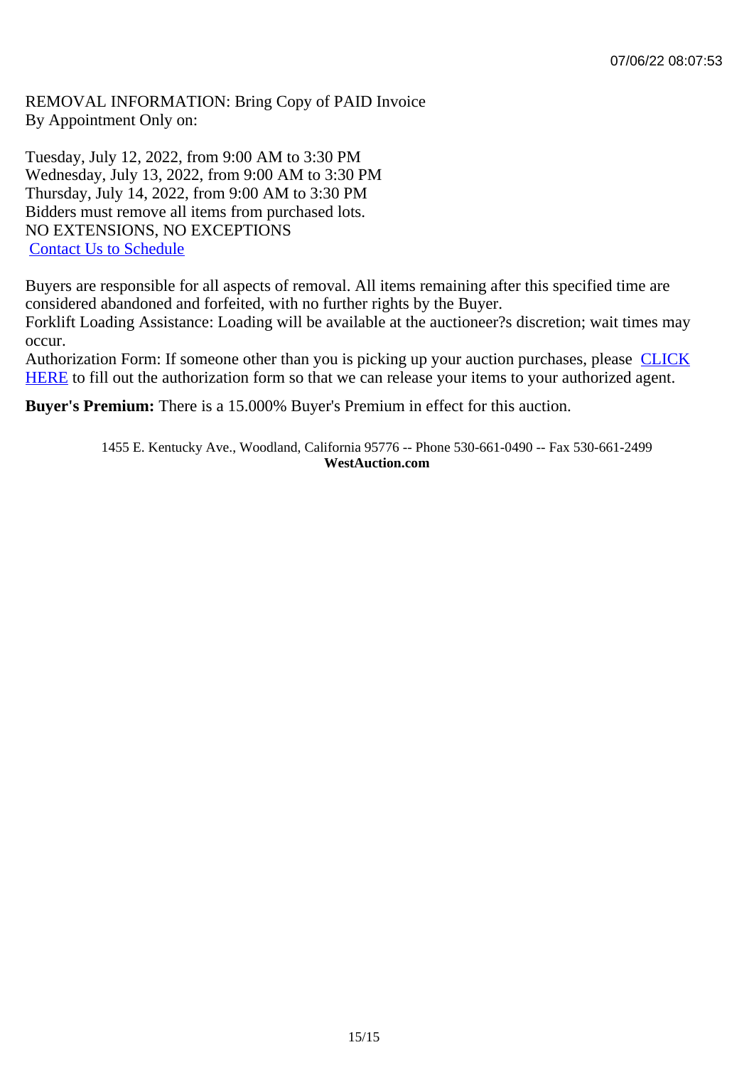REMOVAL INFORMATION: Bring Copy of PAID Invoice
By Appointment Only on:

Tuesday, July 12, 2022, from 9:00 AM to 3:30 PM
Wednesday, July 13, 2022, from 9:00 AM to 3:30 PM
Thursday, July 14, 2022, from 9:00 AM to 3:30 PM
Bidders must remove all items from purchased lots.
NO EXTENSIONS, NO EXCEPTIONS
Contact Us to Schedule

Buyers are responsible for all aspects of removal. All items remaining after this specified time are considered abandoned and forfeited, with no further rights by the Buyer.
Forklift Loading Assistance: Loading will be available at the auctioneer?s discretion; wait times may occur.
Authorization Form: If someone other than you is picking up your auction purchases, please CLICK HERE to fill out the authorization form so that we can release your items to your authorized agent.

**Buyer's Premium:** There is a 15.000% Buyer's Premium in effect for this auction.

1455 E. Kentucky Ave., Woodland, California 95776 -- Phone 530-661-0490 -- Fax 530-661-2499
**WestAuction.com**